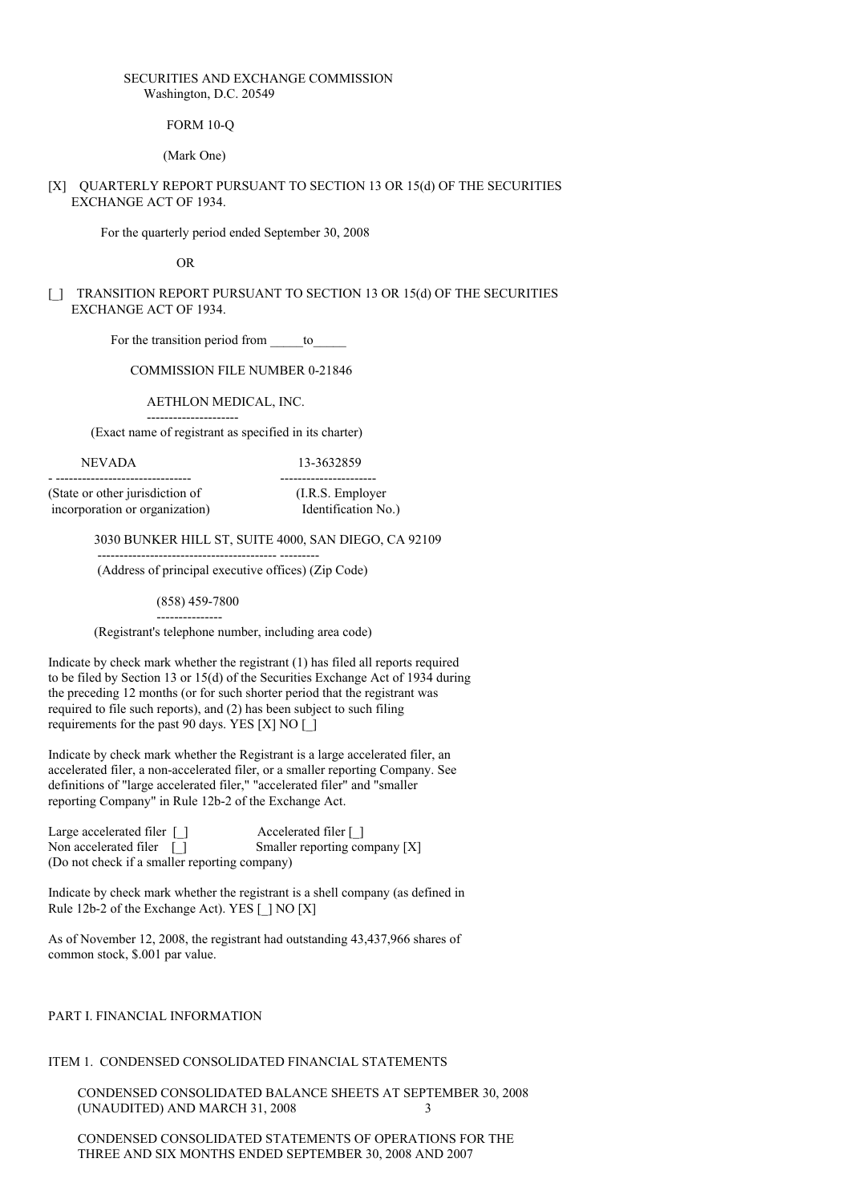SECURITIES AND EXCHANGE COMMISSION
Washington, D.C. 20549

FORM 10-Q

(Mark One)

[X] QUARTERLY REPORT PURSUANT TO SECTION 13 OR 15(d) OF THE SECURITIES EXCHANGE ACT OF 1934.

For the quarterly period ended September 30, 2008

OR

[_] TRANSITION REPORT PURSUANT TO SECTION 13 OR 15(d) OF THE SECURITIES EXCHANGE ACT OF 1934.

For the transition period from _____to_____

COMMISSION FILE NUMBER 0-21846

AETHLON MEDICAL, INC.
(Exact name of registrant as specified in its charter)

| NEVADA | 13-3632859 |
|---|---|
| (State or other jurisdiction of incorporation or organization) | (I.R.S. Employer Identification No.) |

3030 BUNKER HILL ST, SUITE 4000, SAN DIEGO, CA 92109
(Address of principal executive offices) (Zip Code)

(858) 459-7800
(Registrant's telephone number, including area code)

Indicate by check mark whether the registrant (1) has filed all reports required to be filed by Section 13 or 15(d) of the Securities Exchange Act of 1934 during the preceding 12 months (or for such shorter period that the registrant was required to file such reports), and (2) has been subject to such filing requirements for the past 90 days. YES [X] NO [_]

Indicate by check mark whether the Registrant is a large accelerated filer, an accelerated filer, a non-accelerated filer, or a smaller reporting Company. See definitions of "large accelerated filer," "accelerated filer" and "smaller reporting Company" in Rule 12b-2 of the Exchange Act.

Large accelerated filer [_] Accelerated filer [_]
Non accelerated filer [_] Smaller reporting company [X]
(Do not check if a smaller reporting company)

Indicate by check mark whether the registrant is a shell company (as defined in Rule 12b-2 of the Exchange Act). YES [_] NO [X]

As of November 12, 2008, the registrant had outstanding 43,437,966 shares of common stock, $.001 par value.

PART I. FINANCIAL INFORMATION

ITEM 1. CONDENSED CONSOLIDATED FINANCIAL STATEMENTS

CONDENSED CONSOLIDATED BALANCE SHEETS AT SEPTEMBER 30, 2008 (UNAUDITED) AND MARCH 31, 2008 3

CONDENSED CONSOLIDATED STATEMENTS OF OPERATIONS FOR THE THREE AND SIX MONTHS ENDED SEPTEMBER 30, 2008 AND 2007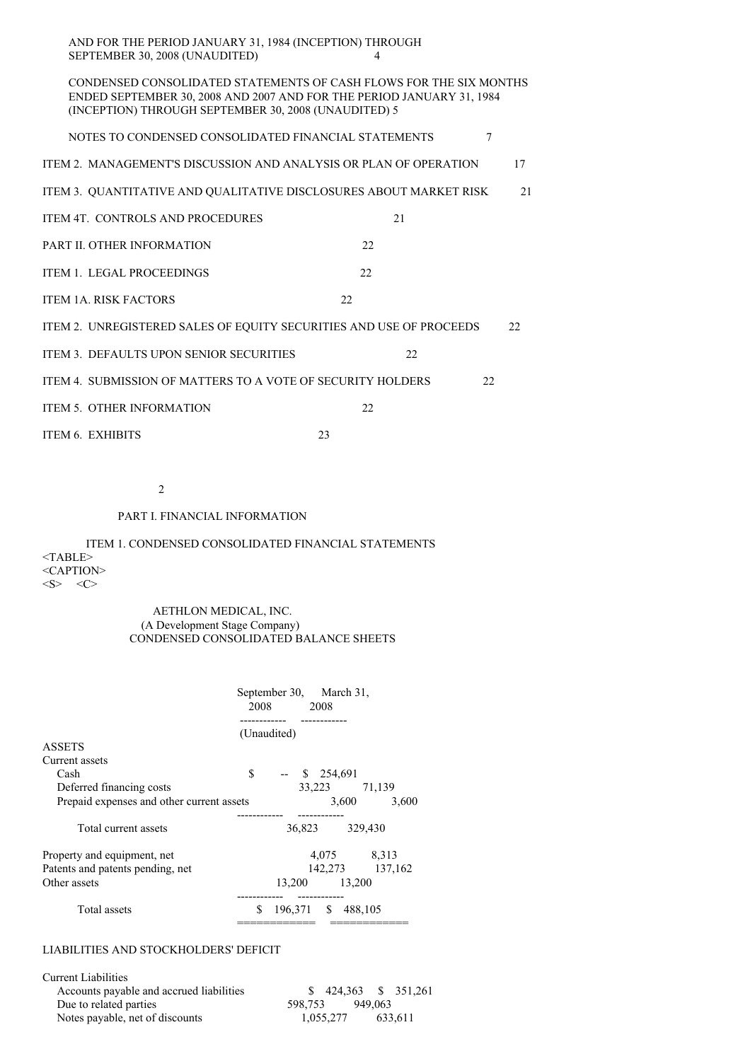AND FOR THE PERIOD JANUARY 31, 1984 (INCEPTION) THROUGH SEPTEMBER 30, 2008 (UNAUDITED) 4

CONDENSED CONSOLIDATED STATEMENTS OF CASH FLOWS FOR THE SIX MONTHS ENDED SEPTEMBER 30, 2008 AND 2007 AND FOR THE PERIOD JANUARY 31, 1984 (INCEPTION) THROUGH SEPTEMBER 30, 2008 (UNAUDITED) 5

NOTES TO CONDENSED CONSOLIDATED FINANCIAL STATEMENTS 7

ITEM 2. MANAGEMENT'S DISCUSSION AND ANALYSIS OR PLAN OF OPERATION 17

ITEM 3. QUANTITATIVE AND QUALITATIVE DISCLOSURES ABOUT MARKET RISK 21

ITEM 4T. CONTROLS AND PROCEDURES 21

PART II. OTHER INFORMATION 22

ITEM 1. LEGAL PROCEEDINGS 22

ITEM 1A. RISK FACTORS 22

ITEM 2. UNREGISTERED SALES OF EQUITY SECURITIES AND USE OF PROCEEDS 22

ITEM 3. DEFAULTS UPON SENIOR SECURITIES 22

ITEM 4. SUBMISSION OF MATTERS TO A VOTE OF SECURITY HOLDERS 22

ITEM 5. OTHER INFORMATION 22

ITEM 6. EXHIBITS 23

## PART I. FINANCIAL INFORMATION

### ITEM 1. CONDENSED CONSOLIDATED FINANCIAL STATEMENTS

AETHLON MEDICAL, INC.
(A Development Stage Company)
CONDENSED CONSOLIDATED BALANCE SHEETS

| | September 30, 2008 (Unaudited) | March 31, 2008 |
|---|---|---|
| **ASSETS** | | |
| Current assets | | |
| Cash | $ -- | $ 254,691 |
| Deferred financing costs | 33,223 | 71,139 |
| Prepaid expenses and other current assets | 3,600 | 3,600 |
| Total current assets | 36,823 | 329,430 |
| Property and equipment, net | 4,075 | 8,313 |
| Patents and patents pending, net | 142,273 | 137,162 |
| Other assets | 13,200 | 13,200 |
| Total assets | $ 196,371 | $ 488,105 |
| **LIABILITIES AND STOCKHOLDERS' DEFICIT** | | |
| Current Liabilities | | |
| Accounts payable and accrued liabilities | $ 424,363 | $ 351,261 |
| Due to related parties | 598,753 | 949,063 |
| Notes payable, net of discounts | 1,055,277 | 633,611 |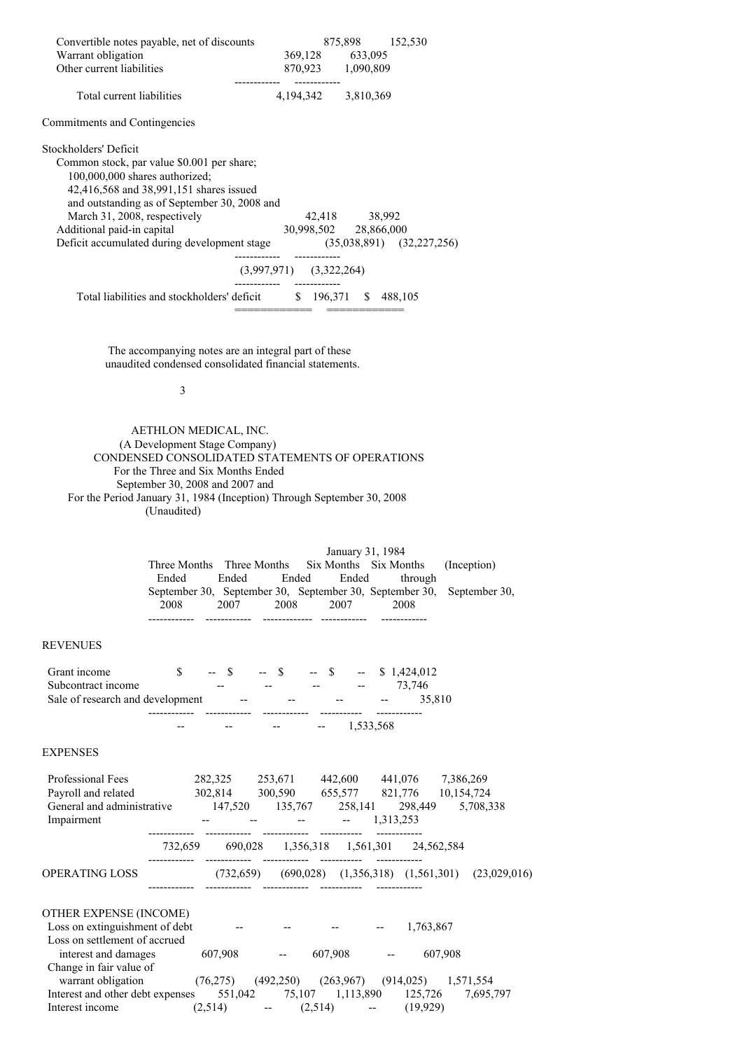| | | |
|---|---|---|
| Convertible notes payable, net of discounts | 875,898 | 152,530 |
| Warrant obligation | 369,128 | 633,095 |
| Other current liabilities | 870,923 | 1,090,809 |
| Total current liabilities | 4,194,342 | 3,810,369 |
| Commitments and Contingencies | | |
| Stockholders' Deficit | | |
| Common stock, par value $0.001 per share; 100,000,000 shares authorized; 42,416,568 and 38,991,151 shares issued and outstanding as of September 30, 2008 and March 31, 2008, respectively | 42,418 | 38,992 |
| Additional paid-in capital | 30,998,502 | 28,866,000 |
| Deficit accumulated during development stage | (35,038,891) | (32,227,256) |
| | (3,997,971) | (3,322,264) |
| Total liabilities and stockholders' deficit | $ 196,371 | $ 488,105 |

The accompanying notes are an integral part of these unaudited condensed consolidated financial statements.

AETHLON MEDICAL, INC.
(A Development Stage Company)
CONDENSED CONSOLIDATED STATEMENTS OF OPERATIONS
For the Three and Six Months Ended
September 30, 2008 and 2007 and
For the Period January 31, 1984 (Inception) Through September 30, 2008
(Unaudited)

| | Three Months Ended September 30, 2008 | Three Months Ended September 30, 2007 | Six Months Ended September 30, 2008 | Six Months Ended September 30, 2007 | January 31, 1984 (Inception) through September 30, 2008 |
|---|---|---|---|---|---|
| REVENUES | | | | | |
| Grant income | $ -- | $ -- | $ -- | $ -- | $ 1,424,012 |
| Subcontract income | -- | -- | -- | -- | 73,746 |
| Sale of research and development | -- | -- | -- | -- | 35,810 |
| | -- | -- | -- | -- | 1,533,568 |
| EXPENSES | | | | | |
| Professional Fees | 282,325 | 253,671 | 442,600 | 441,076 | 7,386,269 |
| Payroll and related | 302,814 | 300,590 | 655,577 | 821,776 | 10,154,724 |
| General and administrative | 147,520 | 135,767 | 258,141 | 298,449 | 5,708,338 |
| Impairment | -- | -- | -- | -- | 1,313,253 |
| | 732,659 | 690,028 | 1,356,318 | 1,561,301 | 24,562,584 |
| OPERATING LOSS | (732,659) | (690,028) | (1,356,318) | (1,561,301) | (23,029,016) |
| OTHER EXPENSE (INCOME) | | | | | |
| Loss on extinguishment of debt | -- | -- | -- | -- | 1,763,867 |
| Loss on settlement of accrued interest and damages | 607,908 | -- | 607,908 | -- | 607,908 |
| Change in fair value of warrant obligation | (76,275) | (492,250) | (263,967) | (914,025) | 1,571,554 |
| Interest and other debt expenses | 551,042 | 75,107 | 1,113,890 | 125,726 | 7,695,797 |
| Interest income | (2,514) | -- | (2,514) | -- | (19,929) |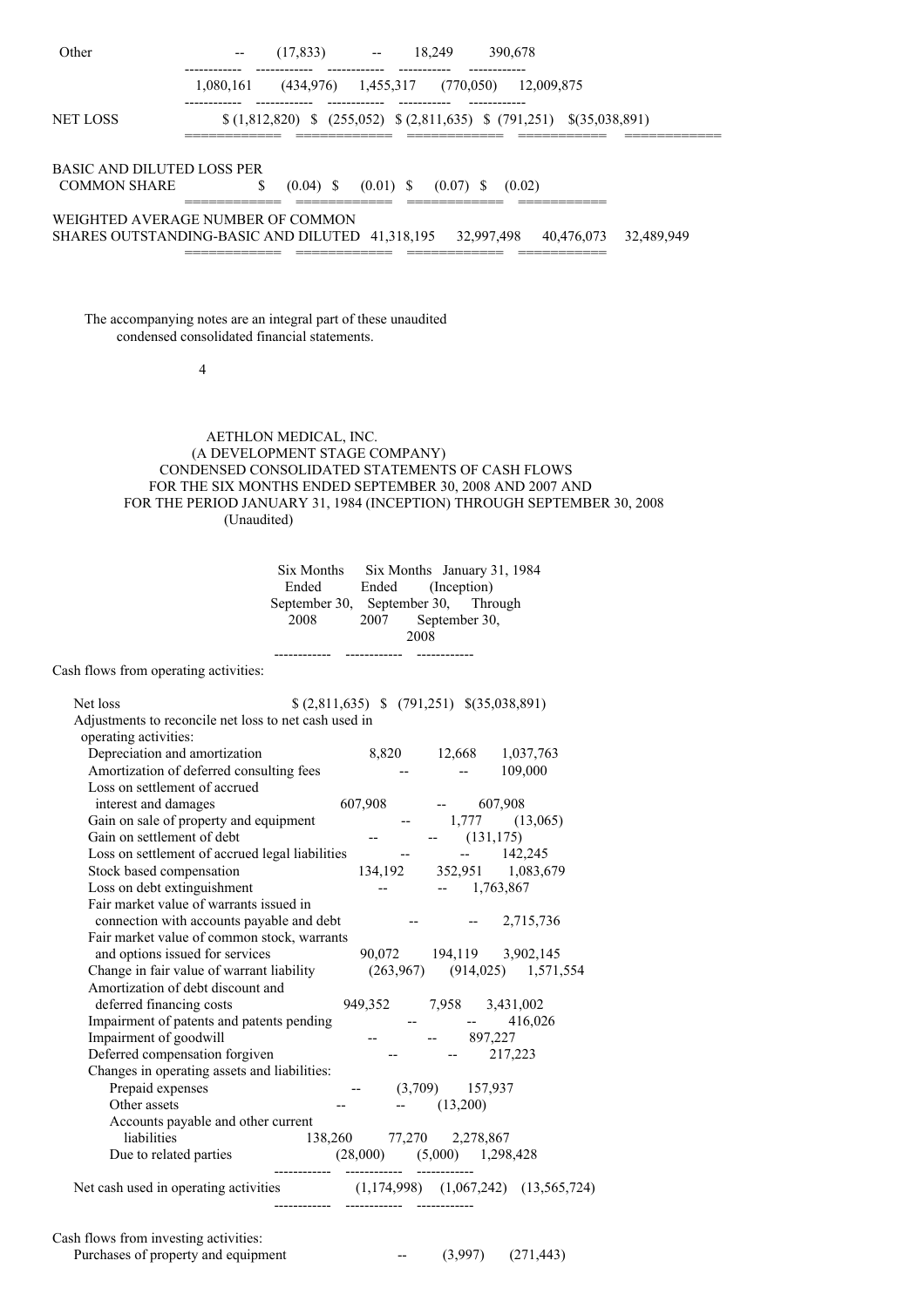| | | | | | |
|---|---|---|---|---|---|
| Other | -- | (17,833) | -- | 18,249 | 390,678 |
| | 1,080,161 | (434,976) | 1,455,317 | (770,050) | 12,009,875 |
| NET LOSS | $ (1,812,820) | $ (255,052) | $ (2,811,635) | $ (791,251) | $(35,038,891) |
| BASIC AND DILUTED LOSS PER COMMON SHARE | $ (0.04) | $ (0.01) | $ (0.07) | $ (0.02) | |
| WEIGHTED AVERAGE NUMBER OF COMMON SHARES OUTSTANDING-BASIC AND DILUTED | 41,318,195 | 32,997,498 | 40,476,073 | 32,489,949 | |

The accompanying notes are an integral part of these unaudited condensed consolidated financial statements.

AETHLON MEDICAL, INC.
(A DEVELOPMENT STAGE COMPANY)
CONDENSED CONSOLIDATED STATEMENTS OF CASH FLOWS
FOR THE SIX MONTHS ENDED SEPTEMBER 30, 2008 AND 2007 AND
FOR THE PERIOD JANUARY 31, 1984 (INCEPTION) THROUGH SEPTEMBER 30, 2008
(Unaudited)

| | Six Months Ended September 30, 2008 | Six Months Ended September 30, 2007 | January 31, 1984 (Inception) Through September 30, 2008 |
|---|---|---|---|
| Cash flows from operating activities: | | | |
| Net loss | $ (2,811,635) | $ (791,251) | $(35,038,891) |
| Adjustments to reconcile net loss to net cash used in operating activities: | | | |
| Depreciation and amortization | 8,820 | 12,668 | 1,037,763 |
| Amortization of deferred consulting fees | -- | -- | 109,000 |
| Loss on settlement of accrued interest and damages | 607,908 | -- | 607,908 |
| Gain on sale of property and equipment | -- | 1,777 | (13,065) |
| Gain on settlement of debt | -- | -- | (131,175) |
| Loss on settlement of accrued legal liabilities | -- | -- | 142,245 |
| Stock based compensation | 134,192 | 352,951 | 1,083,679 |
| Loss on debt extinguishment | -- | -- | 1,763,867 |
| Fair market value of warrants issued in connection with accounts payable and debt | -- | -- | 2,715,736 |
| Fair market value of common stock, warrants and options issued for services | 90,072 | 194,119 | 3,902,145 |
| Change in fair value of warrant liability | (263,967) | (914,025) | 1,571,554 |
| Amortization of debt discount and deferred financing costs | 949,352 | 7,958 | 3,431,002 |
| Impairment of patents and patents pending | -- | -- | 416,026 |
| Impairment of goodwill | -- | -- | 897,227 |
| Deferred compensation forgiven | -- | -- | 217,223 |
| Changes in operating assets and liabilities: | | | |
| Prepaid expenses | -- | (3,709) | 157,937 |
| Other assets | -- | -- | (13,200) |
| Accounts payable and other current liabilities | 138,260 | 77,270 | 2,278,867 |
| Due to related parties | (28,000) | (5,000) | 1,298,428 |
| Net cash used in operating activities | (1,174,998) | (1,067,242) | (13,565,724) |
| Cash flows from investing activities: | | | |
| Purchases of property and equipment | -- | (3,997) | (271,443) |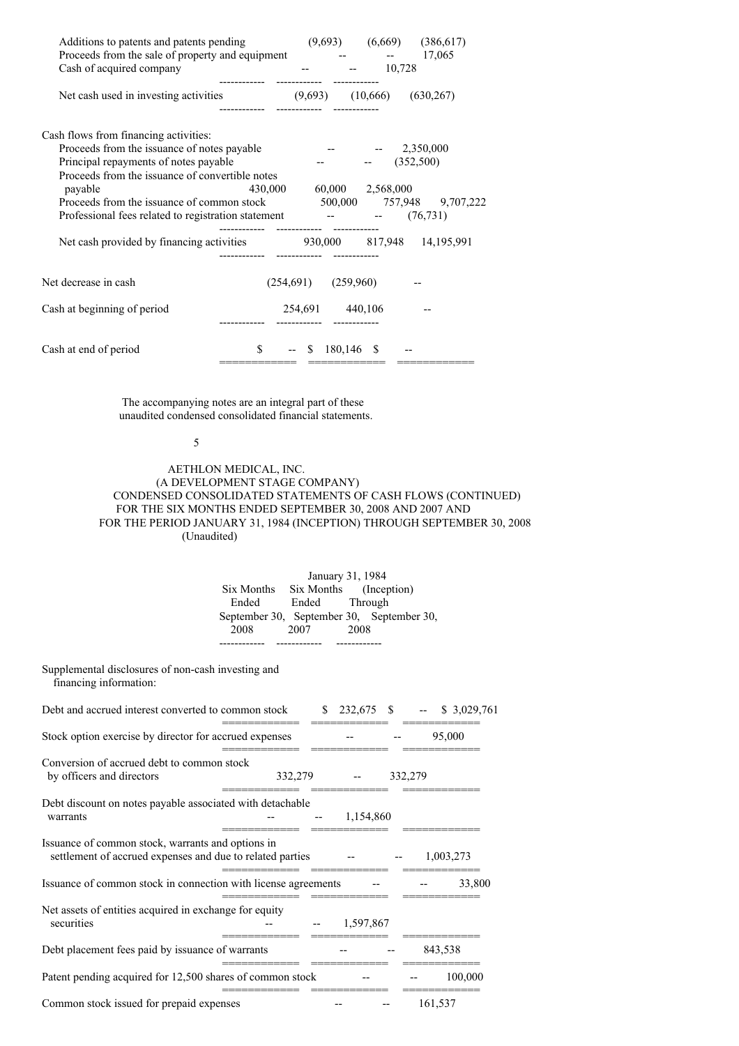| | | | |
|---|---|---|---|
| Additions to patents and patents pending | (9,693) | (6,669) | (386,617) |
| Proceeds from the sale of property and equipment | -- | -- | 17,065 |
| Cash of acquired company | -- | -- | 10,728 |
| Net cash used in investing activities | (9,693) | (10,666) | (630,267) |
| Cash flows from financing activities: | | | |
| Proceeds from the issuance of notes payable | -- | -- | 2,350,000 |
| Principal repayments of notes payable | -- | -- | (352,500) |
| Proceeds from the issuance of convertible notes payable | 430,000 | 60,000 | 2,568,000 |
| Proceeds from the issuance of common stock | 500,000 | 757,948 | 9,707,222 |
| Professional fees related to registration statement | -- | -- | (76,731) |
| Net cash provided by financing activities | 930,000 | 817,948 | 14,195,991 |
| Net decrease in cash | (254,691) | (259,960) | -- |
| Cash at beginning of period | 254,691 | 440,106 | -- |
| Cash at end of period | $ -- | $ 180,146 | $ -- |

The accompanying notes are an integral part of these unaudited condensed consolidated financial statements.

AETHLON MEDICAL, INC.
(A DEVELOPMENT STAGE COMPANY)
CONDENSED CONSOLIDATED STATEMENTS OF CASH FLOWS (CONTINUED)
FOR THE SIX MONTHS ENDED SEPTEMBER 30, 2008 AND 2007 AND
FOR THE PERIOD JANUARY 31, 1984 (INCEPTION) THROUGH SEPTEMBER 30, 2008
(Unaudited)

| | Six Months Ended September 30, 2008 | Six Months Ended September 30, 2007 | January 31, 1984 (Inception) Through September 30, 2008 |
|---|---|---|---|
| Supplemental disclosures of non-cash investing and financing information: | | | |
| Debt and accrued interest converted to common stock | $ 232,675 | $ -- | $ 3,029,761 |
| Stock option exercise by director for accrued expenses | -- | -- | 95,000 |
| Conversion of accrued debt to common stock by officers and directors | 332,279 | -- | 332,279 |
| Debt discount on notes payable associated with detachable warrants | -- | -- | 1,154,860 |
| Issuance of common stock, warrants and options in settlement of accrued expenses and due to related parties | -- | -- | 1,003,273 |
| Issuance of common stock in connection with license agreements | -- | -- | 33,800 |
| Net assets of entities acquired in exchange for equity securities | -- | -- | 1,597,867 |
| Debt placement fees paid by issuance of warrants | -- | -- | 843,538 |
| Patent pending acquired for 12,500 shares of common stock | -- | -- | 100,000 |
| Common stock issued for prepaid expenses | -- | -- | 161,537 |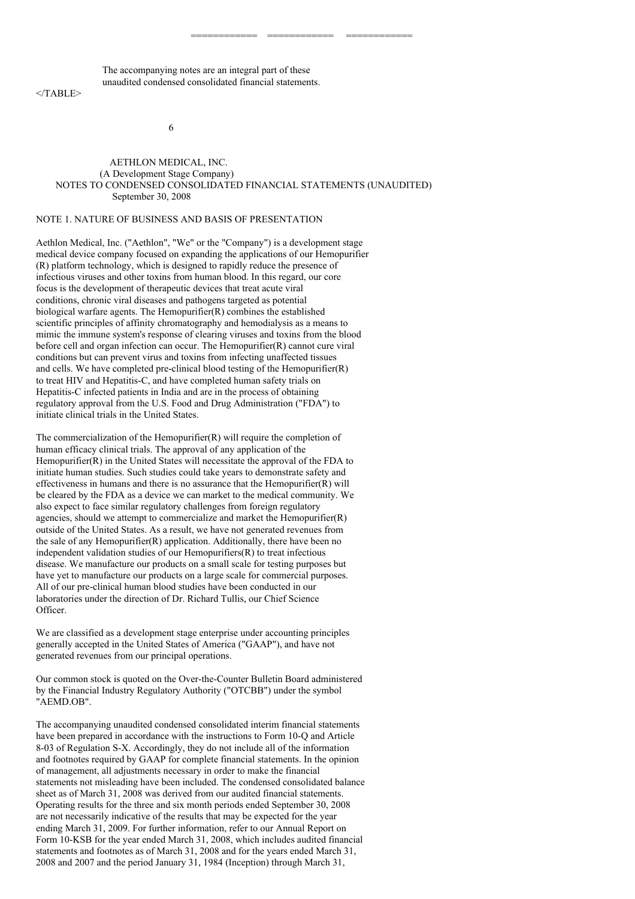The accompanying notes are an integral part of these unaudited condensed consolidated financial statements.

AETHLON MEDICAL, INC.
(A Development Stage Company)
NOTES TO CONDENSED CONSOLIDATED FINANCIAL STATEMENTS (UNAUDITED)
September 30, 2008

## NOTE 1. NATURE OF BUSINESS AND BASIS OF PRESENTATION

Aethlon Medical, Inc. ("Aethlon", "We" or the "Company") is a development stage medical device company focused on expanding the applications of our Hemopurifier (R) platform technology, which is designed to rapidly reduce the presence of infectious viruses and other toxins from human blood. In this regard, our core focus is the development of therapeutic devices that treat acute viral conditions, chronic viral diseases and pathogens targeted as potential biological warfare agents. The Hemopurifier(R) combines the established scientific principles of affinity chromatography and hemodialysis as a means to mimic the immune system's response of clearing viruses and toxins from the blood before cell and organ infection can occur. The Hemopurifier(R) cannot cure viral conditions but can prevent virus and toxins from infecting unaffected tissues and cells. We have completed pre-clinical blood testing of the Hemopurifier(R) to treat HIV and Hepatitis-C, and have completed human safety trials on Hepatitis-C infected patients in India and are in the process of obtaining regulatory approval from the U.S. Food and Drug Administration ("FDA") to initiate clinical trials in the United States.

The commercialization of the Hemopurifier(R) will require the completion of human efficacy clinical trials. The approval of any application of the Hemopurifier(R) in the United States will necessitate the approval of the FDA to initiate human studies. Such studies could take years to demonstrate safety and effectiveness in humans and there is no assurance that the Hemopurifier(R) will be cleared by the FDA as a device we can market to the medical community. We also expect to face similar regulatory challenges from foreign regulatory agencies, should we attempt to commercialize and market the Hemopurifier(R) outside of the United States. As a result, we have not generated revenues from the sale of any Hemopurifier(R) application. Additionally, there have been no independent validation studies of our Hemopurifiers(R) to treat infectious disease. We manufacture our products on a small scale for testing purposes but have yet to manufacture our products on a large scale for commercial purposes. All of our pre-clinical human blood studies have been conducted in our laboratories under the direction of Dr. Richard Tullis, our Chief Science Officer.

We are classified as a development stage enterprise under accounting principles generally accepted in the United States of America ("GAAP"), and have not generated revenues from our principal operations.

Our common stock is quoted on the Over-the-Counter Bulletin Board administered by the Financial Industry Regulatory Authority ("OTCBB") under the symbol "AEMD.OB".

The accompanying unaudited condensed consolidated interim financial statements have been prepared in accordance with the instructions to Form 10-Q and Article 8-03 of Regulation S-X. Accordingly, they do not include all of the information and footnotes required by GAAP for complete financial statements. In the opinion of management, all adjustments necessary in order to make the financial statements not misleading have been included. The condensed consolidated balance sheet as of March 31, 2008 was derived from our audited financial statements. Operating results for the three and six month periods ended September 30, 2008 are not necessarily indicative of the results that may be expected for the year ending March 31, 2009. For further information, refer to our Annual Report on Form 10-KSB for the year ended March 31, 2008, which includes audited financial statements and footnotes as of March 31, 2008 and for the years ended March 31, 2008 and 2007 and the period January 31, 1984 (Inception) through March 31,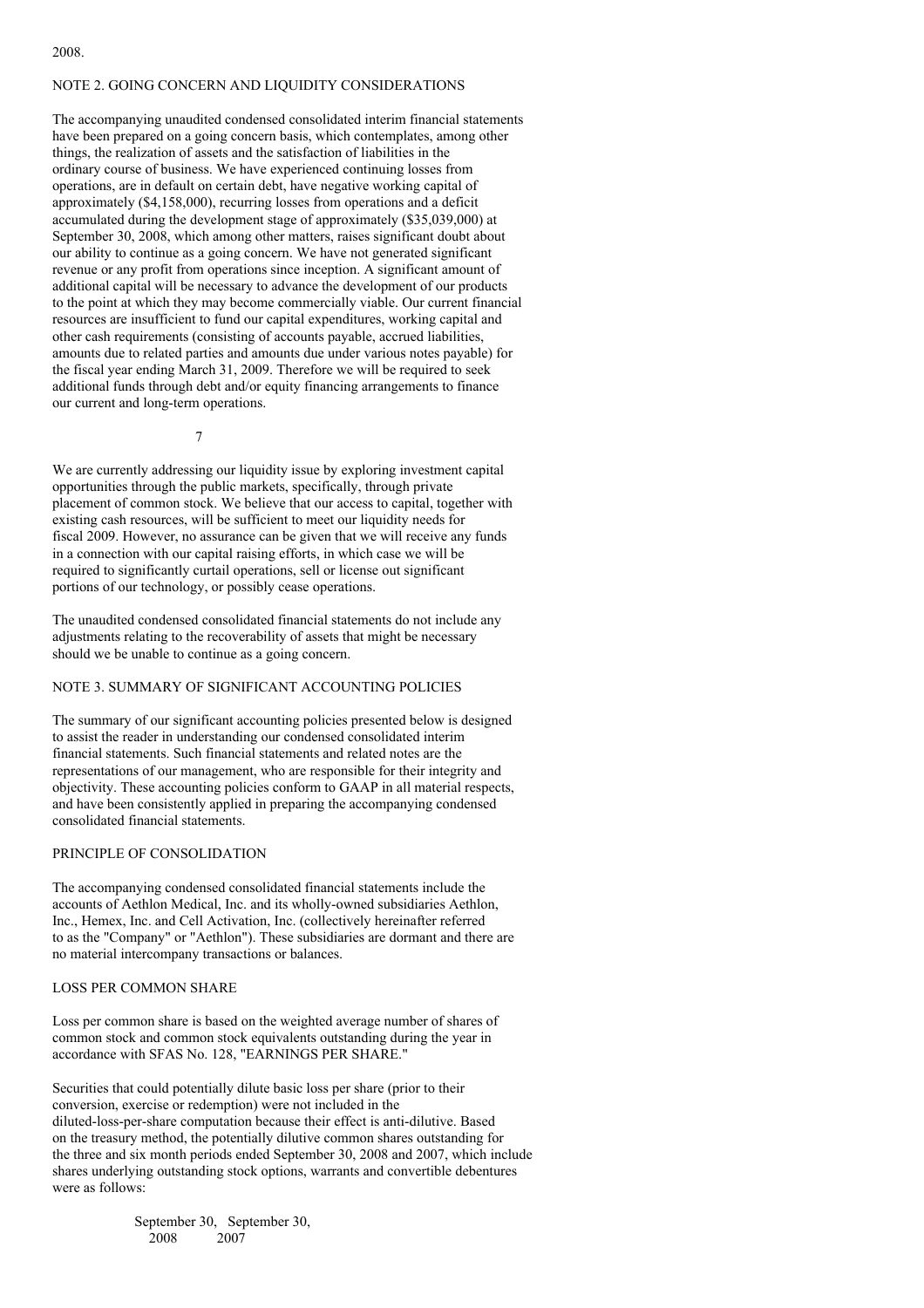2008.

## NOTE 2. GOING CONCERN AND LIQUIDITY CONSIDERATIONS

The accompanying unaudited condensed consolidated interim financial statements have been prepared on a going concern basis, which contemplates, among other things, the realization of assets and the satisfaction of liabilities in the ordinary course of business. We have experienced continuing losses from operations, are in default on certain debt, have negative working capital of approximately ($4,158,000), recurring losses from operations and a deficit accumulated during the development stage of approximately ($35,039,000) at September 30, 2008, which among other matters, raises significant doubt about our ability to continue as a going concern. We have not generated significant revenue or any profit from operations since inception. A significant amount of additional capital will be necessary to advance the development of our products to the point at which they may become commercially viable. Our current financial resources are insufficient to fund our capital expenditures, working capital and other cash requirements (consisting of accounts payable, accrued liabilities, amounts due to related parties and amounts due under various notes payable) for the fiscal year ending March 31, 2009. Therefore we will be required to seek additional funds through debt and/or equity financing arrangements to finance our current and long-term operations.

We are currently addressing our liquidity issue by exploring investment capital opportunities through the public markets, specifically, through private placement of common stock. We believe that our access to capital, together with existing cash resources, will be sufficient to meet our liquidity needs for fiscal 2009. However, no assurance can be given that we will receive any funds in a connection with our capital raising efforts, in which case we will be required to significantly curtail operations, sell or license out significant portions of our technology, or possibly cease operations.

The unaudited condensed consolidated financial statements do not include any adjustments relating to the recoverability of assets that might be necessary should we be unable to continue as a going concern.

## NOTE 3. SUMMARY OF SIGNIFICANT ACCOUNTING POLICIES

The summary of our significant accounting policies presented below is designed to assist the reader in understanding our condensed consolidated interim financial statements. Such financial statements and related notes are the representations of our management, who are responsible for their integrity and objectivity. These accounting policies conform to GAAP in all material respects, and have been consistently applied in preparing the accompanying condensed consolidated financial statements.

### PRINCIPLE OF CONSOLIDATION

The accompanying condensed consolidated financial statements include the accounts of Aethlon Medical, Inc. and its wholly-owned subsidiaries Aethlon, Inc., Hemex, Inc. and Cell Activation, Inc. (collectively hereinafter referred to as the "Company" or "Aethlon"). These subsidiaries are dormant and there are no material intercompany transactions or balances.

### LOSS PER COMMON SHARE

Loss per common share is based on the weighted average number of shares of common stock and common stock equivalents outstanding during the year in accordance with SFAS No. 128, "EARNINGS PER SHARE."

Securities that could potentially dilute basic loss per share (prior to their conversion, exercise or redemption) were not included in the diluted-loss-per-share computation because their effect is anti-dilutive. Based on the treasury method, the potentially dilutive common shares outstanding for the three and six month periods ended September 30, 2008 and 2007, which include shares underlying outstanding stock options, warrants and convertible debentures were as follows:

| September 30, 2008 | September 30, 2007 |
|---|---|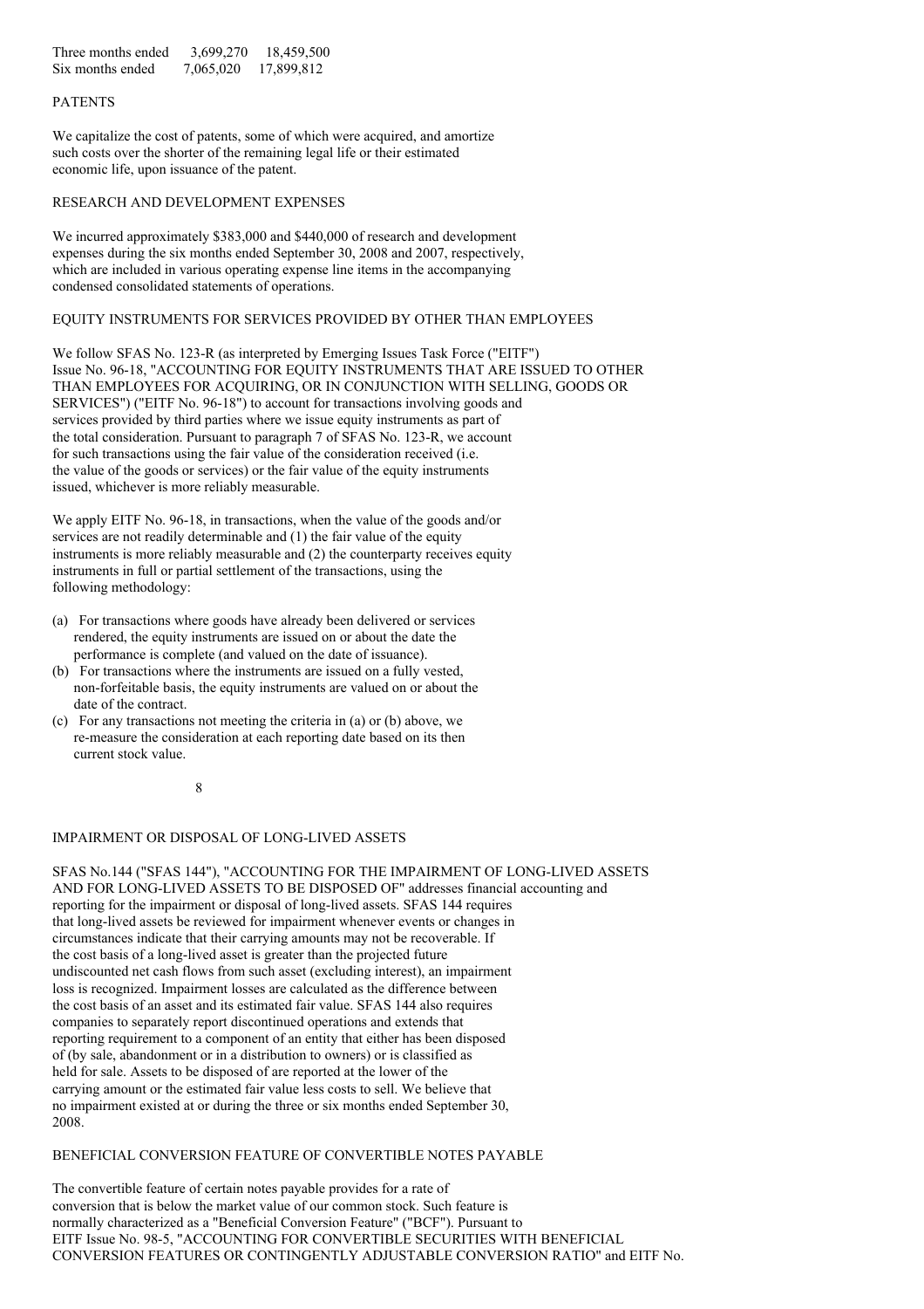| | | |
|---|---|---|
| Three months ended | 3,699,270 | 18,459,500 |
| Six months ended | 7,065,020 | 17,899,812 |

PATENTS

We capitalize the cost of patents, some of which were acquired, and amortize such costs over the shorter of the remaining legal life or their estimated economic life, upon issuance of the patent.

RESEARCH AND DEVELOPMENT EXPENSES

We incurred approximately $383,000 and $440,000 of research and development expenses during the six months ended September 30, 2008 and 2007, respectively, which are included in various operating expense line items in the accompanying condensed consolidated statements of operations.

EQUITY INSTRUMENTS FOR SERVICES PROVIDED BY OTHER THAN EMPLOYEES

We follow SFAS No. 123-R (as interpreted by Emerging Issues Task Force ("EITF") Issue No. 96-18, "ACCOUNTING FOR EQUITY INSTRUMENTS THAT ARE ISSUED TO OTHER THAN EMPLOYEES FOR ACQUIRING, OR IN CONJUNCTION WITH SELLING, GOODS OR SERVICES") ("EITF No. 96-18") to account for transactions involving goods and services provided by third parties where we issue equity instruments as part of the total consideration. Pursuant to paragraph 7 of SFAS No. 123-R, we account for such transactions using the fair value of the consideration received (i.e. the value of the goods or services) or the fair value of the equity instruments issued, whichever is more reliably measurable.

We apply EITF No. 96-18, in transactions, when the value of the goods and/or services are not readily determinable and (1) the fair value of the equity instruments is more reliably measurable and (2) the counterparty receives equity instruments in full or partial settlement of the transactions, using the following methodology:

(a) For transactions where goods have already been delivered or services rendered, the equity instruments are issued on or about the date the performance is complete (and valued on the date of issuance).
(b) For transactions where the instruments are issued on a fully vested, non-forfeitable basis, the equity instruments are valued on or about the date of the contract.
(c) For any transactions not meeting the criteria in (a) or (b) above, we re-measure the consideration at each reporting date based on its then current stock value.

IMPAIRMENT OR DISPOSAL OF LONG-LIVED ASSETS

SFAS No.144 ("SFAS 144"), "ACCOUNTING FOR THE IMPAIRMENT OF LONG-LIVED ASSETS AND FOR LONG-LIVED ASSETS TO BE DISPOSED OF" addresses financial accounting and reporting for the impairment or disposal of long-lived assets. SFAS 144 requires that long-lived assets be reviewed for impairment whenever events or changes in circumstances indicate that their carrying amounts may not be recoverable. If the cost basis of a long-lived asset is greater than the projected future undiscounted net cash flows from such asset (excluding interest), an impairment loss is recognized. Impairment losses are calculated as the difference between the cost basis of an asset and its estimated fair value. SFAS 144 also requires companies to separately report discontinued operations and extends that reporting requirement to a component of an entity that either has been disposed of (by sale, abandonment or in a distribution to owners) or is classified as held for sale. Assets to be disposed of are reported at the lower of the carrying amount or the estimated fair value less costs to sell. We believe that no impairment existed at or during the three or six months ended September 30, 2008.

BENEFICIAL CONVERSION FEATURE OF CONVERTIBLE NOTES PAYABLE

The convertible feature of certain notes payable provides for a rate of conversion that is below the market value of our common stock. Such feature is normally characterized as a "Beneficial Conversion Feature" ("BCF"). Pursuant to EITF Issue No. 98-5, "ACCOUNTING FOR CONVERTIBLE SECURITIES WITH BENEFICIAL CONVERSION FEATURES OR CONTINGENTLY ADJUSTABLE CONVERSION RATIO" and EITF No.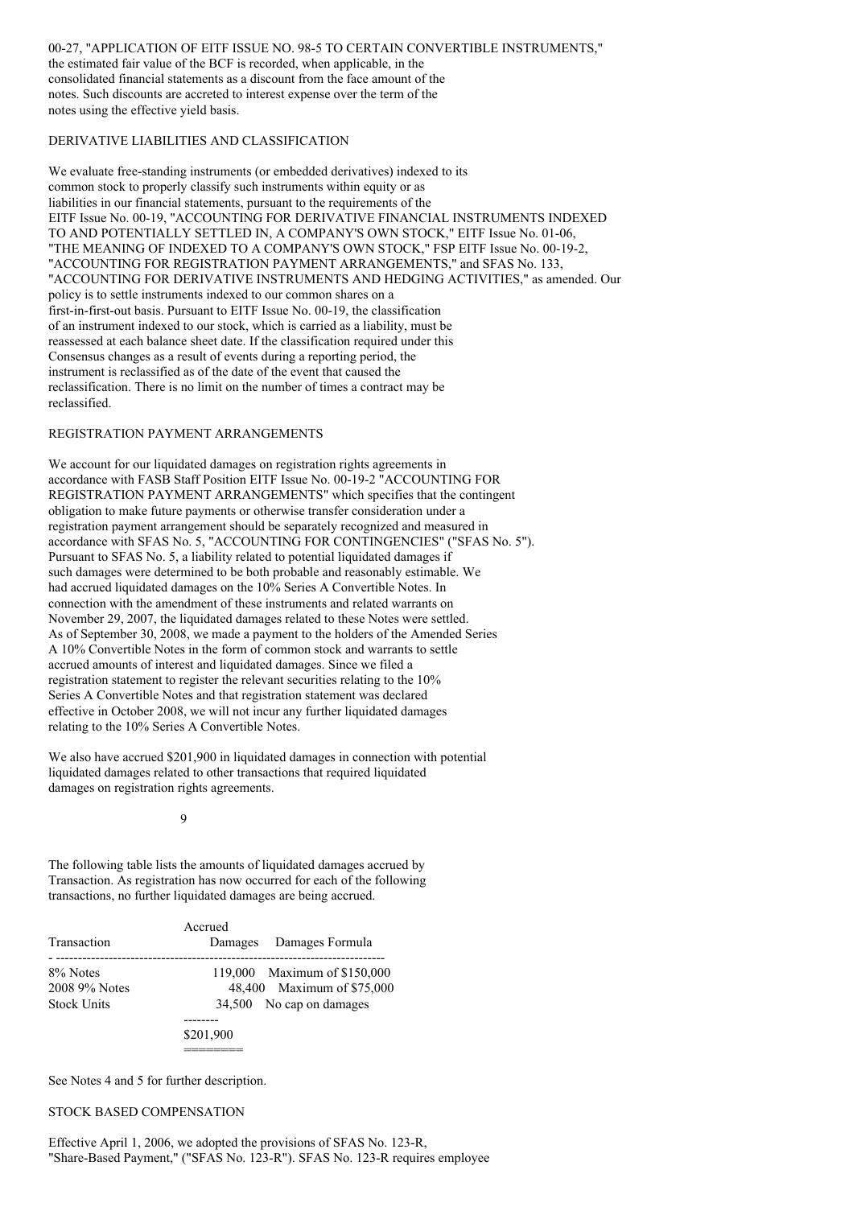00-27, "APPLICATION OF EITF ISSUE NO. 98-5 TO CERTAIN CONVERTIBLE INSTRUMENTS," the estimated fair value of the BCF is recorded, when applicable, in the consolidated financial statements as a discount from the face amount of the notes. Such discounts are accreted to interest expense over the term of the notes using the effective yield basis.

DERIVATIVE LIABILITIES AND CLASSIFICATION

We evaluate free-standing instruments (or embedded derivatives) indexed to its common stock to properly classify such instruments within equity or as liabilities in our financial statements, pursuant to the requirements of the EITF Issue No. 00-19, "ACCOUNTING FOR DERIVATIVE FINANCIAL INSTRUMENTS INDEXED TO AND POTENTIALLY SETTLED IN, A COMPANY'S OWN STOCK," EITF Issue No. 01-06, "THE MEANING OF INDEXED TO A COMPANY'S OWN STOCK," FSP EITF Issue No. 00-19-2, "ACCOUNTING FOR REGISTRATION PAYMENT ARRANGEMENTS," and SFAS No. 133, "ACCOUNTING FOR DERIVATIVE INSTRUMENTS AND HEDGING ACTIVITIES," as amended. Our policy is to settle instruments indexed to our common shares on a first-in-first-out basis. Pursuant to EITF Issue No. 00-19, the classification of an instrument indexed to our stock, which is carried as a liability, must be reassessed at each balance sheet date. If the classification required under this Consensus changes as a result of events during a reporting period, the instrument is reclassified as of the date of the event that caused the reclassification. There is no limit on the number of times a contract may be reclassified.

REGISTRATION PAYMENT ARRANGEMENTS

We account for our liquidated damages on registration rights agreements in accordance with FASB Staff Position EITF Issue No. 00-19-2 "ACCOUNTING FOR REGISTRATION PAYMENT ARRANGEMENTS" which specifies that the contingent obligation to make future payments or otherwise transfer consideration under a registration payment arrangement should be separately recognized and measured in accordance with SFAS No. 5, "ACCOUNTING FOR CONTINGENCIES" ("SFAS No. 5"). Pursuant to SFAS No. 5, a liability related to potential liquidated damages if such damages were determined to be both probable and reasonably estimable. We had accrued liquidated damages on the 10% Series A Convertible Notes. In connection with the amendment of these instruments and related warrants on November 29, 2007, the liquidated damages related to these Notes were settled. As of September 30, 2008, we made a payment to the holders of the Amended Series A 10% Convertible Notes in the form of common stock and warrants to settle accrued amounts of interest and liquidated damages. Since we filed a registration statement to register the relevant securities relating to the 10% Series A Convertible Notes and that registration statement was declared effective in October 2008, we will not incur any further liquidated damages relating to the 10% Series A Convertible Notes.

We also have accrued $201,900 in liquidated damages in connection with potential liquidated damages related to other transactions that required liquidated damages on registration rights agreements.

The following table lists the amounts of liquidated damages accrued by Transaction. As registration has now occurred for each of the following transactions, no further liquidated damages are being accrued.

| Transaction | Accrued Damages | Damages Formula |
|---|---|---|
| 8% Notes | 119,000 | Maximum of $150,000 |
| 2008 9% Notes | 48,400 | Maximum of $75,000 |
| Stock Units | 34,500 | No cap on damages |
| | $201,900 | |

See Notes 4 and 5 for further description.

STOCK BASED COMPENSATION

Effective April 1, 2006, we adopted the provisions of SFAS No. 123-R, "Share-Based Payment," ("SFAS No. 123-R"). SFAS No. 123-R requires employee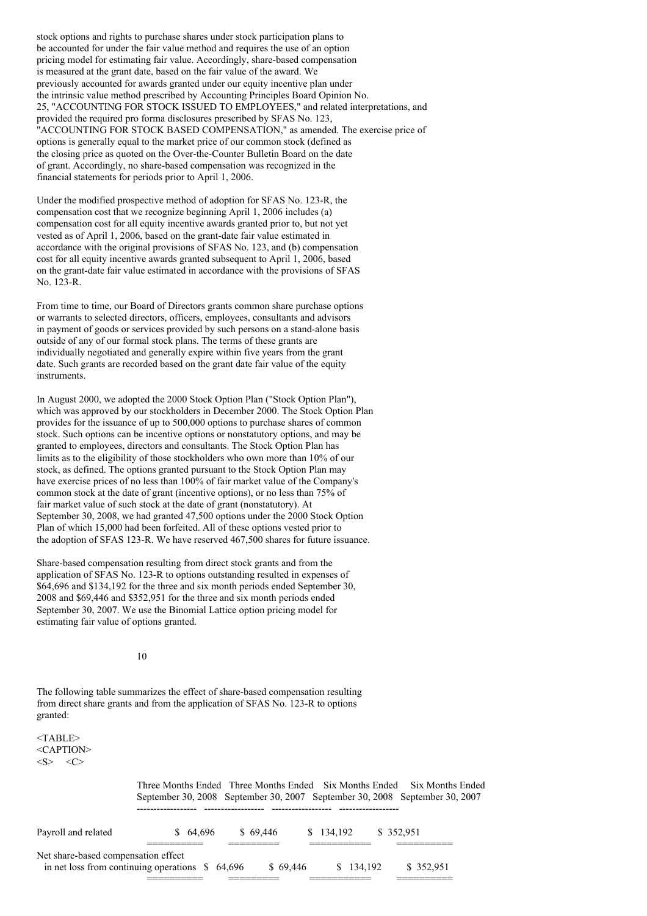stock options and rights to purchase shares under stock participation plans to be accounted for under the fair value method and requires the use of an option pricing model for estimating fair value. Accordingly, share-based compensation is measured at the grant date, based on the fair value of the award. We previously accounted for awards granted under our equity incentive plan under the intrinsic value method prescribed by Accounting Principles Board Opinion No. 25, "ACCOUNTING FOR STOCK ISSUED TO EMPLOYEES," and related interpretations, and provided the required pro forma disclosures prescribed by SFAS No. 123, "ACCOUNTING FOR STOCK BASED COMPENSATION," as amended. The exercise price of options is generally equal to the market price of our common stock (defined as the closing price as quoted on the Over-the-Counter Bulletin Board on the date of grant. Accordingly, no share-based compensation was recognized in the financial statements for periods prior to April 1, 2006.

Under the modified prospective method of adoption for SFAS No. 123-R, the compensation cost that we recognize beginning April 1, 2006 includes (a) compensation cost for all equity incentive awards granted prior to, but not yet vested as of April 1, 2006, based on the grant-date fair value estimated in accordance with the original provisions of SFAS No. 123, and (b) compensation cost for all equity incentive awards granted subsequent to April 1, 2006, based on the grant-date fair value estimated in accordance with the provisions of SFAS No. 123-R.

From time to time, our Board of Directors grants common share purchase options or warrants to selected directors, officers, employees, consultants and advisors in payment of goods or services provided by such persons on a stand-alone basis outside of any of our formal stock plans. The terms of these grants are individually negotiated and generally expire within five years from the grant date. Such grants are recorded based on the grant date fair value of the equity instruments.

In August 2000, we adopted the 2000 Stock Option Plan ("Stock Option Plan"), which was approved by our stockholders in December 2000. The Stock Option Plan provides for the issuance of up to 500,000 options to purchase shares of common stock. Such options can be incentive options or nonstatutory options, and may be granted to employees, directors and consultants. The Stock Option Plan has limits as to the eligibility of those stockholders who own more than 10% of our stock, as defined. The options granted pursuant to the Stock Option Plan may have exercise prices of no less than 100% of fair market value of the Company's common stock at the date of grant (incentive options), or no less than 75% of fair market value of such stock at the date of grant (nonstatutory). At September 30, 2008, we had granted 47,500 options under the 2000 Stock Option Plan of which 15,000 had been forfeited. All of these options vested prior to the adoption of SFAS 123-R. We have reserved 467,500 shares for future issuance.

Share-based compensation resulting from direct stock grants and from the application of SFAS No. 123-R to options outstanding resulted in expenses of $64,696 and $134,192 for the three and six month periods ended September 30, 2008 and $69,446 and $352,951 for the three and six month periods ended September 30, 2007. We use the Binomial Lattice option pricing model for estimating fair value of options granted.

The following table summarizes the effect of share-based compensation resulting from direct share grants and from the application of SFAS No. 123-R to options granted:

| | Three Months Ended September 30, 2008 | Three Months Ended September 30, 2007 | Six Months Ended September 30, 2008 | Six Months Ended September 30, 2007 |
|---|---|---|---|---|
| Payroll and related | $ 64,696 | $ 69,446 | $ 134,192 | $ 352,951 |
| Net share-based compensation effect in net loss from continuing operations | $ 64,696 | $ 69,446 | $ 134,192 | $ 352,951 |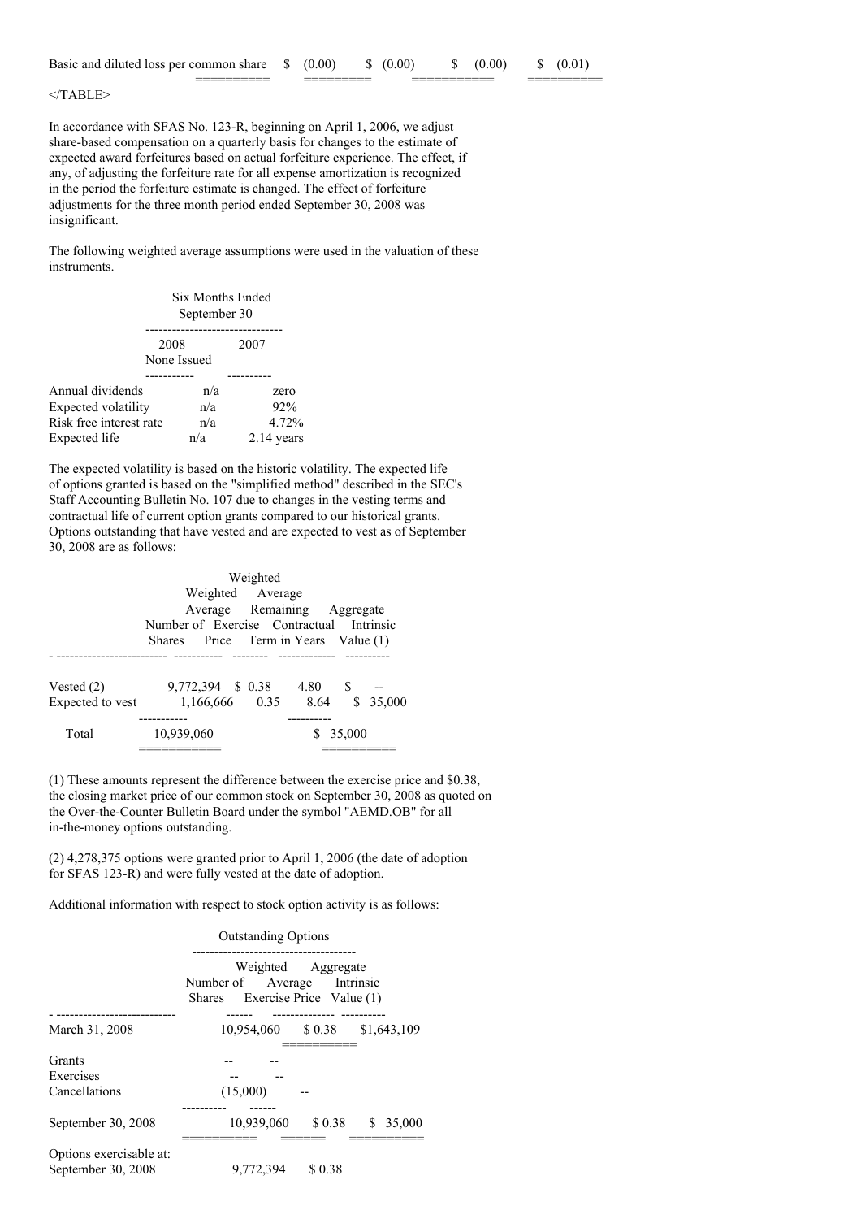| Basic and diluted loss per common share | $ (0.00) | $ (0.00) | $ (0.00) | $ (0.01) |
|---|---|---|---|---|

</TABLE>

In accordance with SFAS No. 123-R, beginning on April 1, 2006, we adjust share-based compensation on a quarterly basis for changes to the estimate of expected award forfeitures based on actual forfeiture experience. The effect, if any, of adjusting the forfeiture rate for all expense amortization is recognized in the period the forfeiture estimate is changed. The effect of forfeiture adjustments for the three month period ended September 30, 2008 was insignificant.

The following weighted average assumptions were used in the valuation of these instruments.

| | Six Months Ended September 30 | |
|---|---|---|
| | 2008 None Issued | 2007 |
| Annual dividends | n/a | zero |
| Expected volatility | n/a | 92% |
| Risk free interest rate | n/a | 4.72% |
| Expected life | n/a | 2.14 years |

The expected volatility is based on the historic volatility. The expected life of options granted is based on the "simplified method" described in the SEC's Staff Accounting Bulletin No. 107 due to changes in the vesting terms and contractual life of current option grants compared to our historical grants. Options outstanding that have vested and are expected to vest as of September 30, 2008 are as follows:

| | Number of Shares | Weighted Average Exercise Price | Weighted Average Remaining Contractual Term in Years | Aggregate Intrinsic Value (1) |
|---|---|---|---|---|
| Vested (2) | 9,772,394 | $ 0.38 | 4.80 | $ -- |
| Expected to vest | 1,166,666 | 0.35 | 8.64 | $ 35,000 |
| Total | 10,939,060 | | | $ 35,000 |

(1) These amounts represent the difference between the exercise price and $0.38, the closing market price of our common stock on September 30, 2008 as quoted on the Over-the-Counter Bulletin Board under the symbol "AEMD.OB" for all in-the-money options outstanding.

(2) 4,278,375 options were granted prior to April 1, 2006 (the date of adoption for SFAS 123-R) and were fully vested at the date of adoption.

Additional information with respect to stock option activity is as follows:

| | Outstanding Options | | |
|---|---|---|---|
| | Number of Shares | Weighted Average Exercise Price | Aggregate Intrinsic Value (1) |
| March 31, 2008 | 10,954,060 | $ 0.38 | $1,643,109 |
| Grants | -- | -- | |
| Exercises | -- | -- | |
| Cancellations | (15,000) | -- | |
| September 30, 2008 | 10,939,060 | $ 0.38 | $ 35,000 |
| Options exercisable at: September 30, 2008 | 9,772,394 | $ 0.38 | |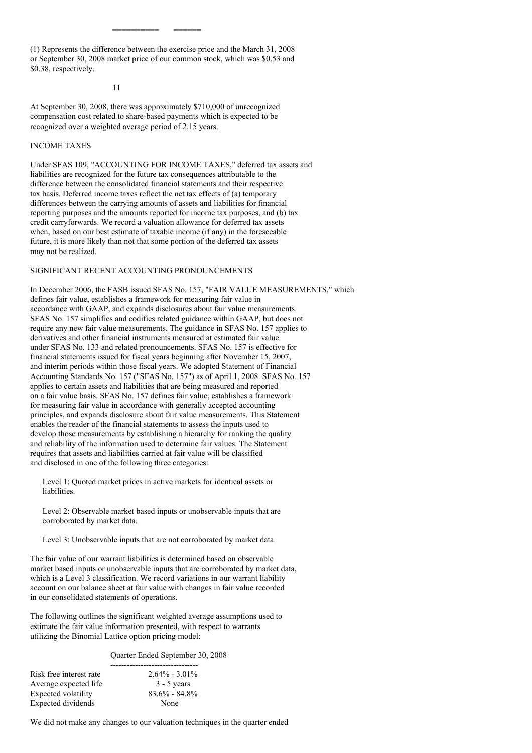(1) Represents the difference between the exercise price and the March 31, 2008 or September 30, 2008 market price of our common stock, which was $0.53 and $0.38, respectively.

At September 30, 2008, there was approximately $710,000 of unrecognized compensation cost related to share-based payments which is expected to be recognized over a weighted average period of 2.15 years.

## INCOME TAXES

Under SFAS 109, "ACCOUNTING FOR INCOME TAXES," deferred tax assets and liabilities are recognized for the future tax consequences attributable to the difference between the consolidated financial statements and their respective tax basis. Deferred income taxes reflect the net tax effects of (a) temporary differences between the carrying amounts of assets and liabilities for financial reporting purposes and the amounts reported for income tax purposes, and (b) tax credit carryforwards. We record a valuation allowance for deferred tax assets when, based on our best estimate of taxable income (if any) in the foreseeable future, it is more likely than not that some portion of the deferred tax assets may not be realized.

## SIGNIFICANT RECENT ACCOUNTING PRONOUNCEMENTS

In December 2006, the FASB issued SFAS No. 157, "FAIR VALUE MEASUREMENTS," which defines fair value, establishes a framework for measuring fair value in accordance with GAAP, and expands disclosures about fair value measurements. SFAS No. 157 simplifies and codifies related guidance within GAAP, but does not require any new fair value measurements. The guidance in SFAS No. 157 applies to derivatives and other financial instruments measured at estimated fair value under SFAS No. 133 and related pronouncements. SFAS No. 157 is effective for financial statements issued for fiscal years beginning after November 15, 2007, and interim periods within those fiscal years. We adopted Statement of Financial Accounting Standards No. 157 ("SFAS No. 157") as of April 1, 2008. SFAS No. 157 applies to certain assets and liabilities that are being measured and reported on a fair value basis. SFAS No. 157 defines fair value, establishes a framework for measuring fair value in accordance with generally accepted accounting principles, and expands disclosure about fair value measurements. This Statement enables the reader of the financial statements to assess the inputs used to develop those measurements by establishing a hierarchy for ranking the quality and reliability of the information used to determine fair values. The Statement requires that assets and liabilities carried at fair value will be classified and disclosed in one of the following three categories:

Level 1: Quoted market prices in active markets for identical assets or liabilities.

Level 2: Observable market based inputs or unobservable inputs that are corroborated by market data.

Level 3: Unobservable inputs that are not corroborated by market data.

The fair value of our warrant liabilities is determined based on observable market based inputs or unobservable inputs that are corroborated by market data, which is a Level 3 classification. We record variations in our warrant liability account on our balance sheet at fair value with changes in fair value recorded in our consolidated statements of operations.

The following outlines the significant weighted average assumptions used to estimate the fair value information presented, with respect to warrants utilizing the Binomial Lattice option pricing model:

| | Quarter Ended September 30, 2008 |
|---|---|
| Risk free interest rate | 2.64% - 3.01% |
| Average expected life | 3 - 5 years |
| Expected volatility | 83.6% - 84.8% |
| Expected dividends | None |

We did not make any changes to our valuation techniques in the quarter ended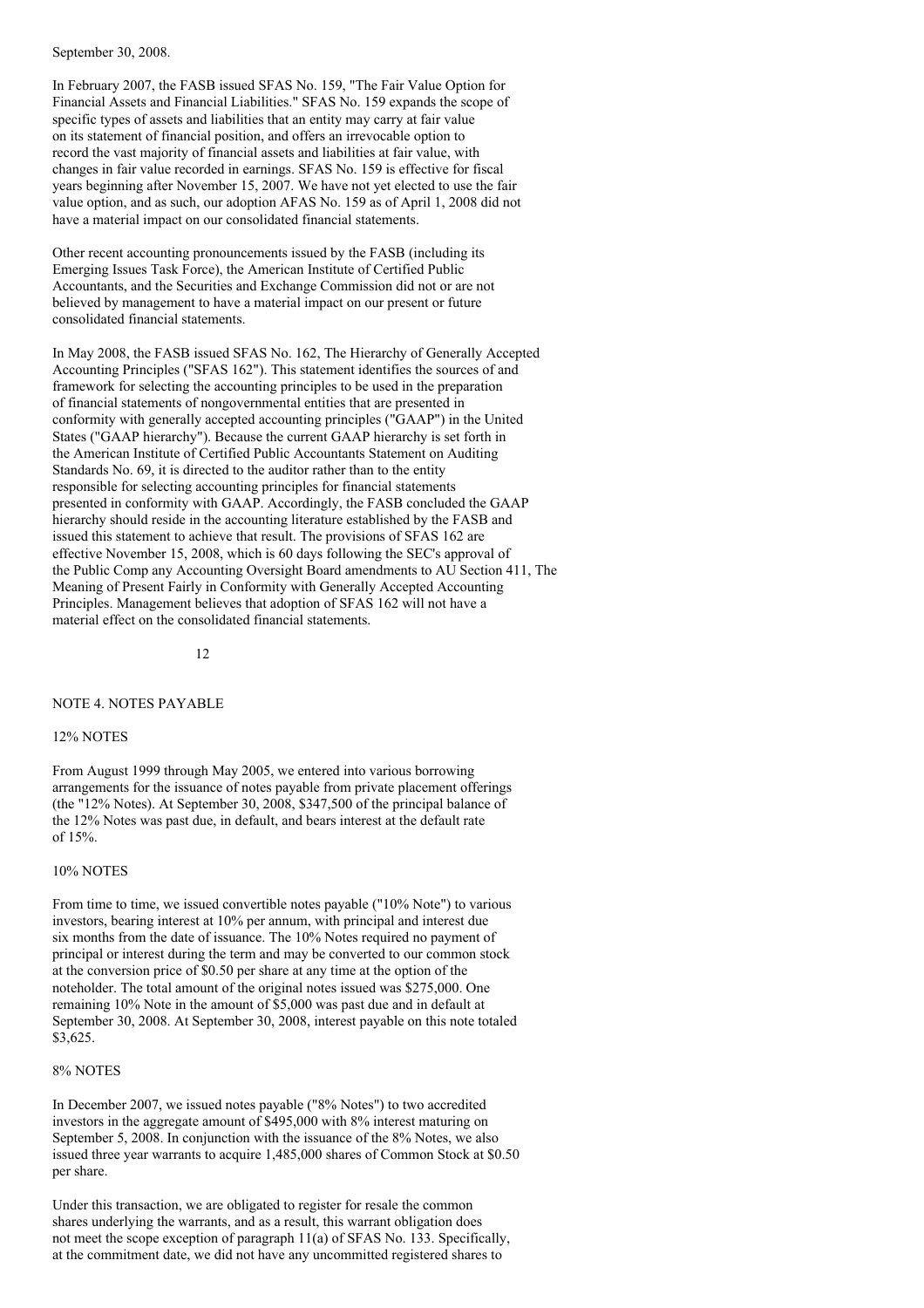September 30, 2008.

In February 2007, the FASB issued SFAS No. 159, "The Fair Value Option for Financial Assets and Financial Liabilities." SFAS No. 159 expands the scope of specific types of assets and liabilities that an entity may carry at fair value on its statement of financial position, and offers an irrevocable option to record the vast majority of financial assets and liabilities at fair value, with changes in fair value recorded in earnings. SFAS No. 159 is effective for fiscal years beginning after November 15, 2007. We have not yet elected to use the fair value option, and as such, our adoption AFAS No. 159 as of April 1, 2008 did not have a material impact on our consolidated financial statements.

Other recent accounting pronouncements issued by the FASB (including its Emerging Issues Task Force), the American Institute of Certified Public Accountants, and the Securities and Exchange Commission did not or are not believed by management to have a material impact on our present or future consolidated financial statements.

In May 2008, the FASB issued SFAS No. 162, The Hierarchy of Generally Accepted Accounting Principles ("SFAS 162"). This statement identifies the sources of and framework for selecting the accounting principles to be used in the preparation of financial statements of nongovernmental entities that are presented in conformity with generally accepted accounting principles ("GAAP") in the United States ("GAAP hierarchy"). Because the current GAAP hierarchy is set forth in the American Institute of Certified Public Accountants Statement on Auditing Standards No. 69, it is directed to the auditor rather than to the entity responsible for selecting accounting principles for financial statements presented in conformity with GAAP. Accordingly, the FASB concluded the GAAP hierarchy should reside in the accounting literature established by the FASB and issued this statement to achieve that result. The provisions of SFAS 162 are effective November 15, 2008, which is 60 days following the SEC's approval of the Public Comp any Accounting Oversight Board amendments to AU Section 411, The Meaning of Present Fairly in Conformity with Generally Accepted Accounting Principles. Management believes that adoption of SFAS 162 will not have a material effect on the consolidated financial statements.

## NOTE 4. NOTES PAYABLE

### 12% NOTES

From August 1999 through May 2005, we entered into various borrowing arrangements for the issuance of notes payable from private placement offerings (the "12% Notes). At September 30, 2008, $347,500 of the principal balance of the 12% Notes was past due, in default, and bears interest at the default rate of 15%.

### 10% NOTES

From time to time, we issued convertible notes payable ("10% Note") to various investors, bearing interest at 10% per annum, with principal and interest due six months from the date of issuance. The 10% Notes required no payment of principal or interest during the term and may be converted to our common stock at the conversion price of $0.50 per share at any time at the option of the noteholder. The total amount of the original notes issued was $275,000. One remaining 10% Note in the amount of $5,000 was past due and in default at September 30, 2008. At September 30, 2008, interest payable on this note totaled $3,625.

### 8% NOTES

In December 2007, we issued notes payable ("8% Notes") to two accredited investors in the aggregate amount of $495,000 with 8% interest maturing on September 5, 2008. In conjunction with the issuance of the 8% Notes, we also issued three year warrants to acquire 1,485,000 shares of Common Stock at $0.50 per share.

Under this transaction, we are obligated to register for resale the common shares underlying the warrants, and as a result, this warrant obligation does not meet the scope exception of paragraph 11(a) of SFAS No. 133. Specifically, at the commitment date, we did not have any uncommitted registered shares to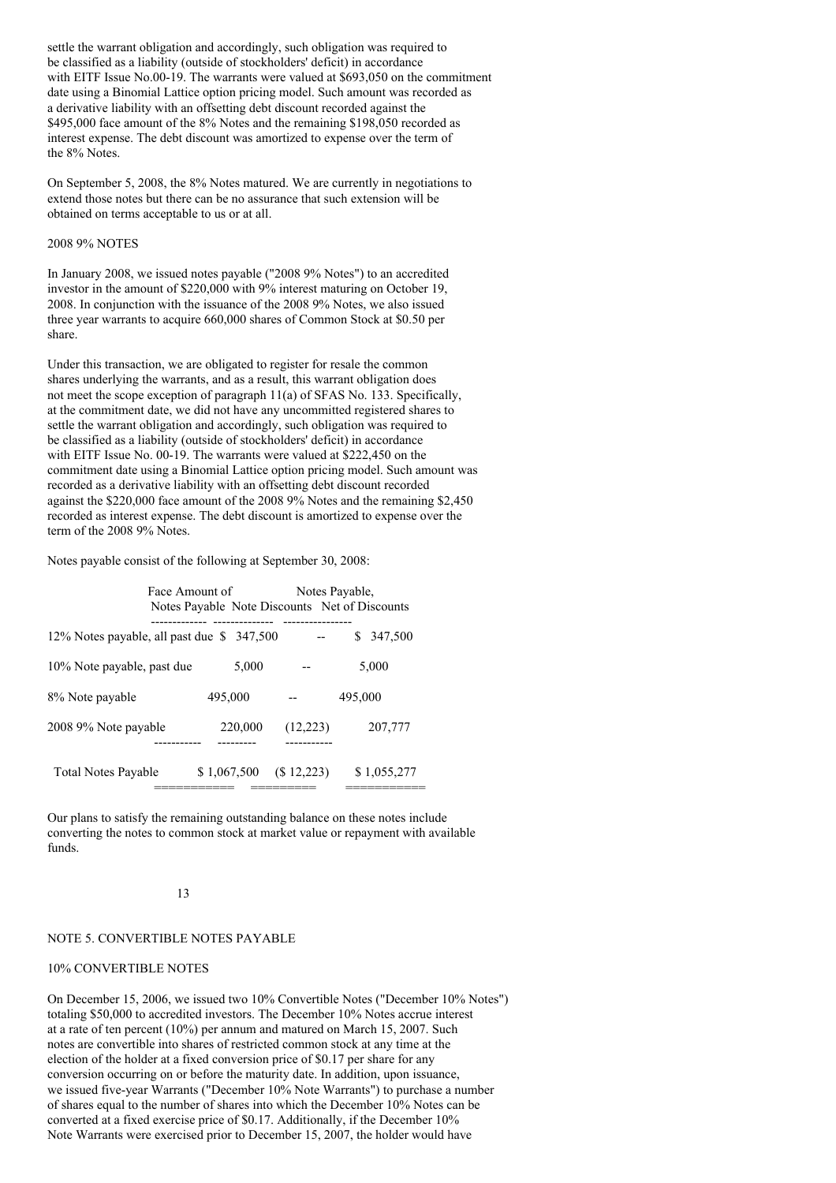settle the warrant obligation and accordingly, such obligation was required to be classified as a liability (outside of stockholders' deficit) in accordance with EITF Issue No.00-19. The warrants were valued at $693,050 on the commitment date using a Binomial Lattice option pricing model. Such amount was recorded as a derivative liability with an offsetting debt discount recorded against the $495,000 face amount of the 8% Notes and the remaining $198,050 recorded as interest expense. The debt discount was amortized to expense over the term of the 8% Notes.

On September 5, 2008, the 8% Notes matured. We are currently in negotiations to extend those notes but there can be no assurance that such extension will be obtained on terms acceptable to us or at all.

2008 9% NOTES

In January 2008, we issued notes payable ("2008 9% Notes") to an accredited investor in the amount of $220,000 with 9% interest maturing on October 19, 2008. In conjunction with the issuance of the 2008 9% Notes, we also issued three year warrants to acquire 660,000 shares of Common Stock at $0.50 per share.

Under this transaction, we are obligated to register for resale the common shares underlying the warrants, and as a result, this warrant obligation does not meet the scope exception of paragraph 11(a) of SFAS No. 133. Specifically, at the commitment date, we did not have any uncommitted registered shares to settle the warrant obligation and accordingly, such obligation was required to be classified as a liability (outside of stockholders' deficit) in accordance with EITF Issue No. 00-19. The warrants were valued at $222,450 on the commitment date using a Binomial Lattice option pricing model. Such amount was recorded as a derivative liability with an offsetting debt discount recorded against the $220,000 face amount of the 2008 9% Notes and the remaining $2,450 recorded as interest expense. The debt discount is amortized to expense over the term of the 2008 9% Notes.

Notes payable consist of the following at September 30, 2008:

| | Face Amount of Notes Payable | Note Discounts | Notes Payable, Net of Discounts |
|---|---|---|---|
| 12% Notes payable, all past due | $ 347,500 | -- | $ 347,500 |
| 10% Note payable, past due | 5,000 | -- | 5,000 |
| 8% Note payable | 495,000 | -- | 495,000 |
| 2008 9% Note payable | 220,000 | (12,223) | 207,777 |
| Total Notes Payable | $ 1,067,500 | ($ 12,223) | $ 1,055,277 |

Our plans to satisfy the remaining outstanding balance on these notes include converting the notes to common stock at market value or repayment with available funds.

NOTE 5. CONVERTIBLE NOTES PAYABLE

10% CONVERTIBLE NOTES

On December 15, 2006, we issued two 10% Convertible Notes ("December 10% Notes") totaling $50,000 to accredited investors. The December 10% Notes accrue interest at a rate of ten percent (10%) per annum and matured on March 15, 2007. Such notes are convertible into shares of restricted common stock at any time at the election of the holder at a fixed conversion price of $0.17 per share for any conversion occurring on or before the maturity date. In addition, upon issuance, we issued five-year Warrants ("December 10% Note Warrants") to purchase a number of shares equal to the number of shares into which the December 10% Notes can be converted at a fixed exercise price of $0.17. Additionally, if the December 10% Note Warrants were exercised prior to December 15, 2007, the holder would have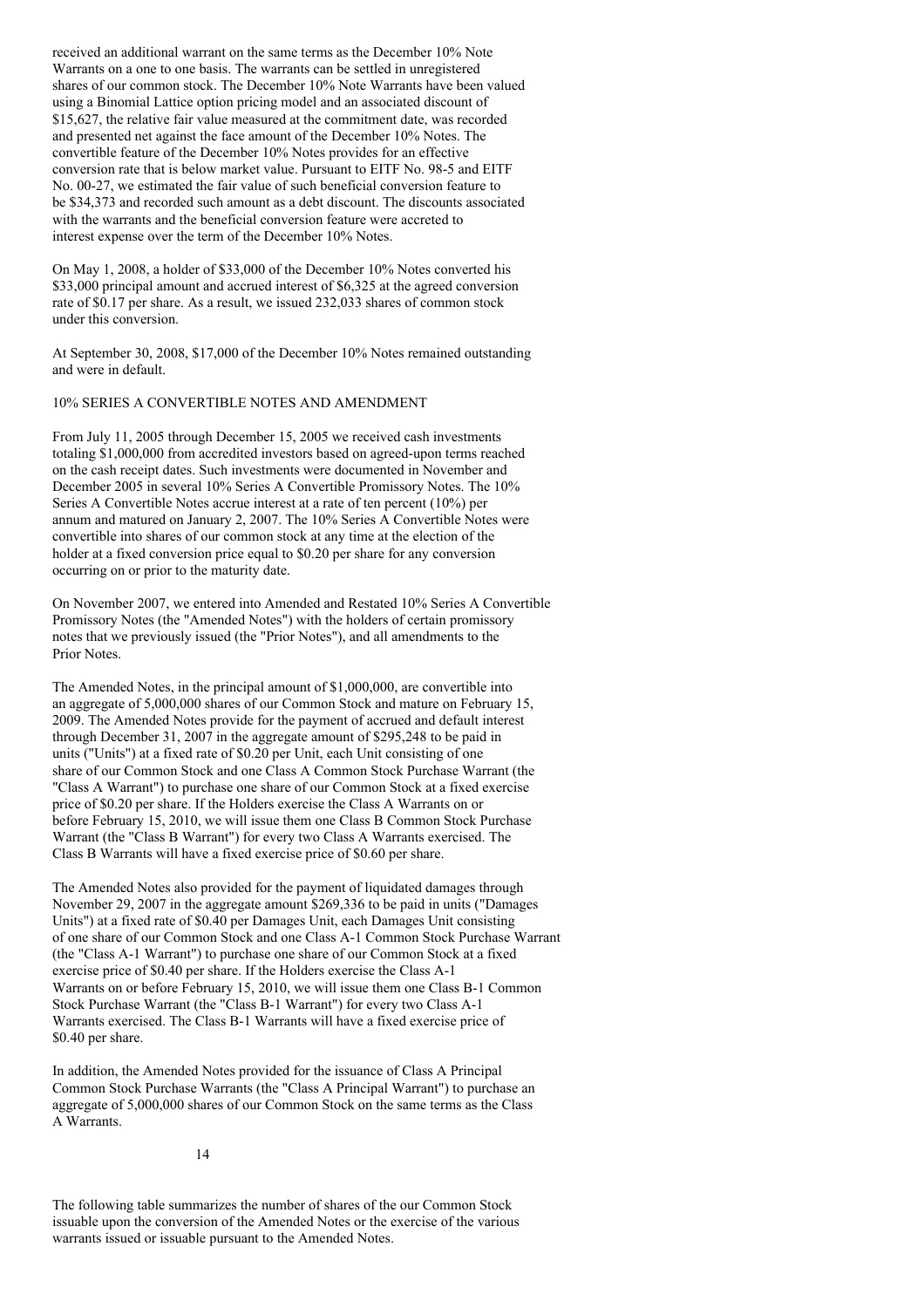received an additional warrant on the same terms as the December 10% Note Warrants on a one to one basis. The warrants can be settled in unregistered shares of our common stock. The December 10% Note Warrants have been valued using a Binomial Lattice option pricing model and an associated discount of $15,627, the relative fair value measured at the commitment date, was recorded and presented net against the face amount of the December 10% Notes. The convertible feature of the December 10% Notes provides for an effective conversion rate that is below market value. Pursuant to EITF No. 98-5 and EITF No. 00-27, we estimated the fair value of such beneficial conversion feature to be $34,373 and recorded such amount as a debt discount. The discounts associated with the warrants and the beneficial conversion feature were accreted to interest expense over the term of the December 10% Notes.

On May 1, 2008, a holder of $33,000 of the December 10% Notes converted his $33,000 principal amount and accrued interest of $6,325 at the agreed conversion rate of $0.17 per share. As a result, we issued 232,033 shares of common stock under this conversion.

At September 30, 2008, $17,000 of the December 10% Notes remained outstanding and were in default.

10% SERIES A CONVERTIBLE NOTES AND AMENDMENT

From July 11, 2005 through December 15, 2005 we received cash investments totaling $1,000,000 from accredited investors based on agreed-upon terms reached on the cash receipt dates. Such investments were documented in November and December 2005 in several 10% Series A Convertible Promissory Notes. The 10% Series A Convertible Notes accrue interest at a rate of ten percent (10%) per annum and matured on January 2, 2007. The 10% Series A Convertible Notes were convertible into shares of our common stock at any time at the election of the holder at a fixed conversion price equal to $0.20 per share for any conversion occurring on or prior to the maturity date.

On November 2007, we entered into Amended and Restated 10% Series A Convertible Promissory Notes (the "Amended Notes") with the holders of certain promissory notes that we previously issued (the "Prior Notes"), and all amendments to the Prior Notes.

The Amended Notes, in the principal amount of $1,000,000, are convertible into an aggregate of 5,000,000 shares of our Common Stock and mature on February 15, 2009. The Amended Notes provide for the payment of accrued and default interest through December 31, 2007 in the aggregate amount of $295,248 to be paid in units ("Units") at a fixed rate of $0.20 per Unit, each Unit consisting of one share of our Common Stock and one Class A Common Stock Purchase Warrant (the "Class A Warrant") to purchase one share of our Common Stock at a fixed exercise price of $0.20 per share. If the Holders exercise the Class A Warrants on or before February 15, 2010, we will issue them one Class B Common Stock Purchase Warrant (the "Class B Warrant") for every two Class A Warrants exercised. The Class B Warrants will have a fixed exercise price of $0.60 per share.

The Amended Notes also provided for the payment of liquidated damages through November 29, 2007 in the aggregate amount $269,336 to be paid in units ("Damages Units") at a fixed rate of $0.40 per Damages Unit, each Damages Unit consisting of one share of our Common Stock and one Class A-1 Common Stock Purchase Warrant (the "Class A-1 Warrant") to purchase one share of our Common Stock at a fixed exercise price of $0.40 per share. If the Holders exercise the Class A-1 Warrants on or before February 15, 2010, we will issue them one Class B-1 Common Stock Purchase Warrant (the "Class B-1 Warrant") for every two Class A-1 Warrants exercised. The Class B-1 Warrants will have a fixed exercise price of $0.40 per share.

In addition, the Amended Notes provided for the issuance of Class A Principal Common Stock Purchase Warrants (the "Class A Principal Warrant") to purchase an aggregate of 5,000,000 shares of our Common Stock on the same terms as the Class A Warrants.

The following table summarizes the number of shares of the our Common Stock issuable upon the conversion of the Amended Notes or the exercise of the various warrants issued or issuable pursuant to the Amended Notes.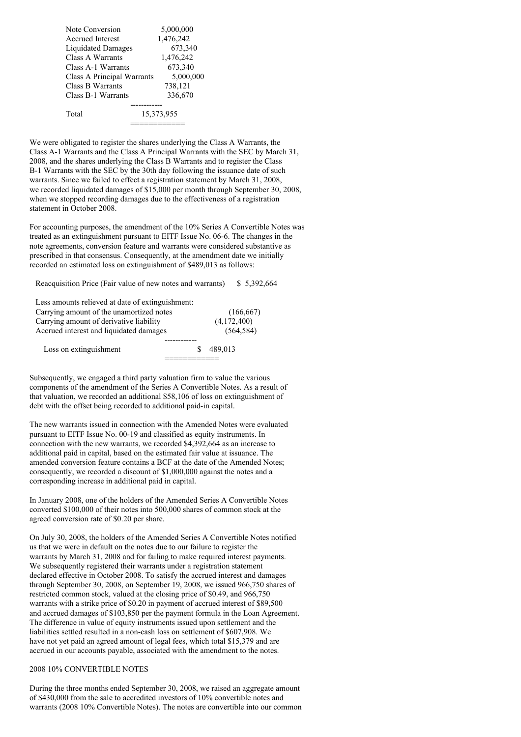| | |
|---|---|
| Note Conversion | 5,000,000 |
| Accrued Interest | 1,476,242 |
| Liquidated Damages | 673,340 |
| Class A Warrants | 1,476,242 |
| Class A-1 Warrants | 673,340 |
| Class A Principal Warrants | 5,000,000 |
| Class B Warrants | 738,121 |
| Class B-1 Warrants | 336,670 |
| Total | 15,373,955 |

We were obligated to register the shares underlying the Class A Warrants, the Class A-1 Warrants and the Class A Principal Warrants with the SEC by March 31, 2008, and the shares underlying the Class B Warrants and to register the Class B-1 Warrants with the SEC by the 30th day following the issuance date of such warrants. Since we failed to effect a registration statement by March 31, 2008, we recorded liquidated damages of $15,000 per month through September 30, 2008, when we stopped recording damages due to the effectiveness of a registration statement in October 2008.

For accounting purposes, the amendment of the 10% Series A Convertible Notes was treated as an extinguishment pursuant to EITF Issue No. 06-6. The changes in the note agreements, conversion feature and warrants were considered substantive as prescribed in that consensus. Consequently, at the amendment date we initially recorded an estimated loss on extinguishment of $489,013 as follows:

| | |
|---|---|
| Reacquisition Price (Fair value of new notes and warrants) | $ 5,392,664 |
| Less amounts relieved at date of extinguishment: | |
| Carrying amount of the unamortized notes | (166,667) |
| Carrying amount of derivative liability | (4,172,400) |
| Accrued interest and liquidated damages | (564,584) |
| Loss on extinguishment | $ 489,013 |

Subsequently, we engaged a third party valuation firm to value the various components of the amendment of the Series A Convertible Notes. As a result of that valuation, we recorded an additional $58,106 of loss on extinguishment of debt with the offset being recorded to additional paid-in capital.

The new warrants issued in connection with the Amended Notes were evaluated pursuant to EITF Issue No. 00-19 and classified as equity instruments. In connection with the new warrants, we recorded $4,392,664 as an increase to additional paid in capital, based on the estimated fair value at issuance. The amended conversion feature contains a BCF at the date of the Amended Notes; consequently, we recorded a discount of $1,000,000 against the notes and a corresponding increase in additional paid in capital.

In January 2008, one of the holders of the Amended Series A Convertible Notes converted $100,000 of their notes into 500,000 shares of common stock at the agreed conversion rate of $0.20 per share.

On July 30, 2008, the holders of the Amended Series A Convertible Notes notified us that we were in default on the notes due to our failure to register the warrants by March 31, 2008 and for failing to make required interest payments. We subsequently registered their warrants under a registration statement declared effective in October 2008. To satisfy the accrued interest and damages through September 30, 2008, on September 19, 2008, we issued 966,750 shares of restricted common stock, valued at the closing price of $0.49, and 966,750 warrants with a strike price of $0.20 in payment of accrued interest of $89,500 and accrued damages of $103,850 per the payment formula in the Loan Agreement. The difference in value of equity instruments issued upon settlement and the liabilities settled resulted in a non-cash loss on settlement of $607,908. We have not yet paid an agreed amount of legal fees, which total $15,379 and are accrued in our accounts payable, associated with the amendment to the notes.

## 2008 10% CONVERTIBLE NOTES

During the three months ended September 30, 2008, we raised an aggregate amount of $430,000 from the sale to accredited investors of 10% convertible notes and warrants (2008 10% Convertible Notes). The notes are convertible into our common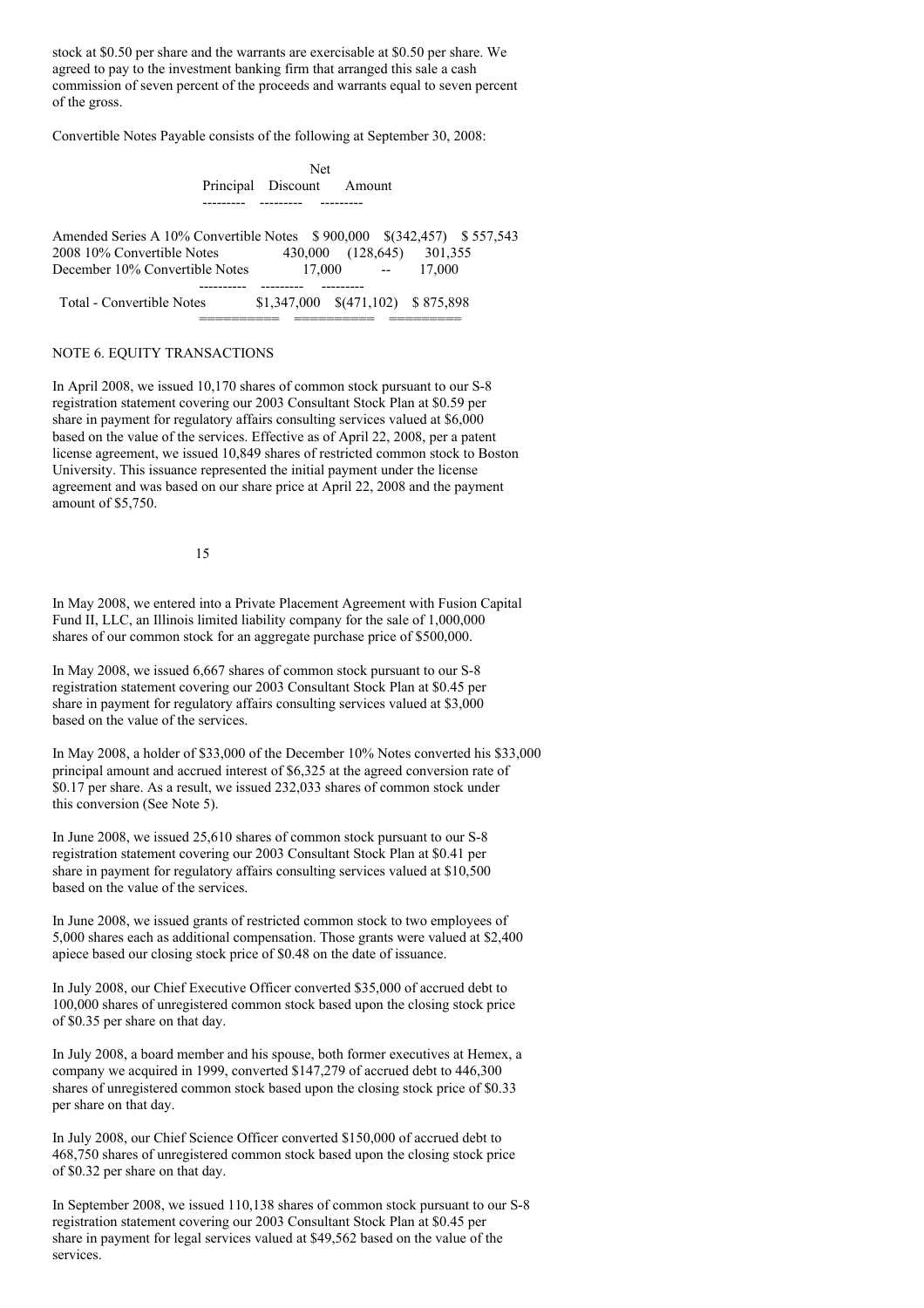stock at $0.50 per share and the warrants are exercisable at $0.50 per share. We agreed to pay to the investment banking firm that arranged this sale a cash commission of seven percent of the proceeds and warrants equal to seven percent of the gross.

Convertible Notes Payable consists of the following at September 30, 2008:

| | Principal | Discount | Net Amount |
|---|---|---|---|
| Amended Series A 10% Convertible Notes | $ 900,000 | $(342,457) | $ 557,543 |
| 2008 10% Convertible Notes | 430,000 | (128,645) | 301,355 |
| December 10% Convertible Notes | 17,000 | -- | 17,000 |
| Total - Convertible Notes | $1,347,000 | $(471,102) | $ 875,898 |

## NOTE 6. EQUITY TRANSACTIONS

In April 2008, we issued 10,170 shares of common stock pursuant to our S-8 registration statement covering our 2003 Consultant Stock Plan at $0.59 per share in payment for regulatory affairs consulting services valued at $6,000 based on the value of the services. Effective as of April 22, 2008, per a patent license agreement, we issued 10,849 shares of restricted common stock to Boston University. This issuance represented the initial payment under the license agreement and was based on our share price at April 22, 2008 and the payment amount of $5,750.

In May 2008, we entered into a Private Placement Agreement with Fusion Capital Fund II, LLC, an Illinois limited liability company for the sale of 1,000,000 shares of our common stock for an aggregate purchase price of $500,000.

In May 2008, we issued 6,667 shares of common stock pursuant to our S-8 registration statement covering our 2003 Consultant Stock Plan at $0.45 per share in payment for regulatory affairs consulting services valued at $3,000 based on the value of the services.

In May 2008, a holder of $33,000 of the December 10% Notes converted his $33,000 principal amount and accrued interest of $6,325 at the agreed conversion rate of $0.17 per share. As a result, we issued 232,033 shares of common stock under this conversion (See Note 5).

In June 2008, we issued 25,610 shares of common stock pursuant to our S-8 registration statement covering our 2003 Consultant Stock Plan at $0.41 per share in payment for regulatory affairs consulting services valued at $10,500 based on the value of the services.

In June 2008, we issued grants of restricted common stock to two employees of 5,000 shares each as additional compensation. Those grants were valued at $2,400 apiece based our closing stock price of $0.48 on the date of issuance.

In July 2008, our Chief Executive Officer converted $35,000 of accrued debt to 100,000 shares of unregistered common stock based upon the closing stock price of $0.35 per share on that day.

In July 2008, a board member and his spouse, both former executives at Hemex, a company we acquired in 1999, converted $147,279 of accrued debt to 446,300 shares of unregistered common stock based upon the closing stock price of $0.33 per share on that day.

In July 2008, our Chief Science Officer converted $150,000 of accrued debt to 468,750 shares of unregistered common stock based upon the closing stock price of $0.32 per share on that day.

In September 2008, we issued 110,138 shares of common stock pursuant to our S-8 registration statement covering our 2003 Consultant Stock Plan at $0.45 per share in payment for legal services valued at $49,562 based on the value of the services.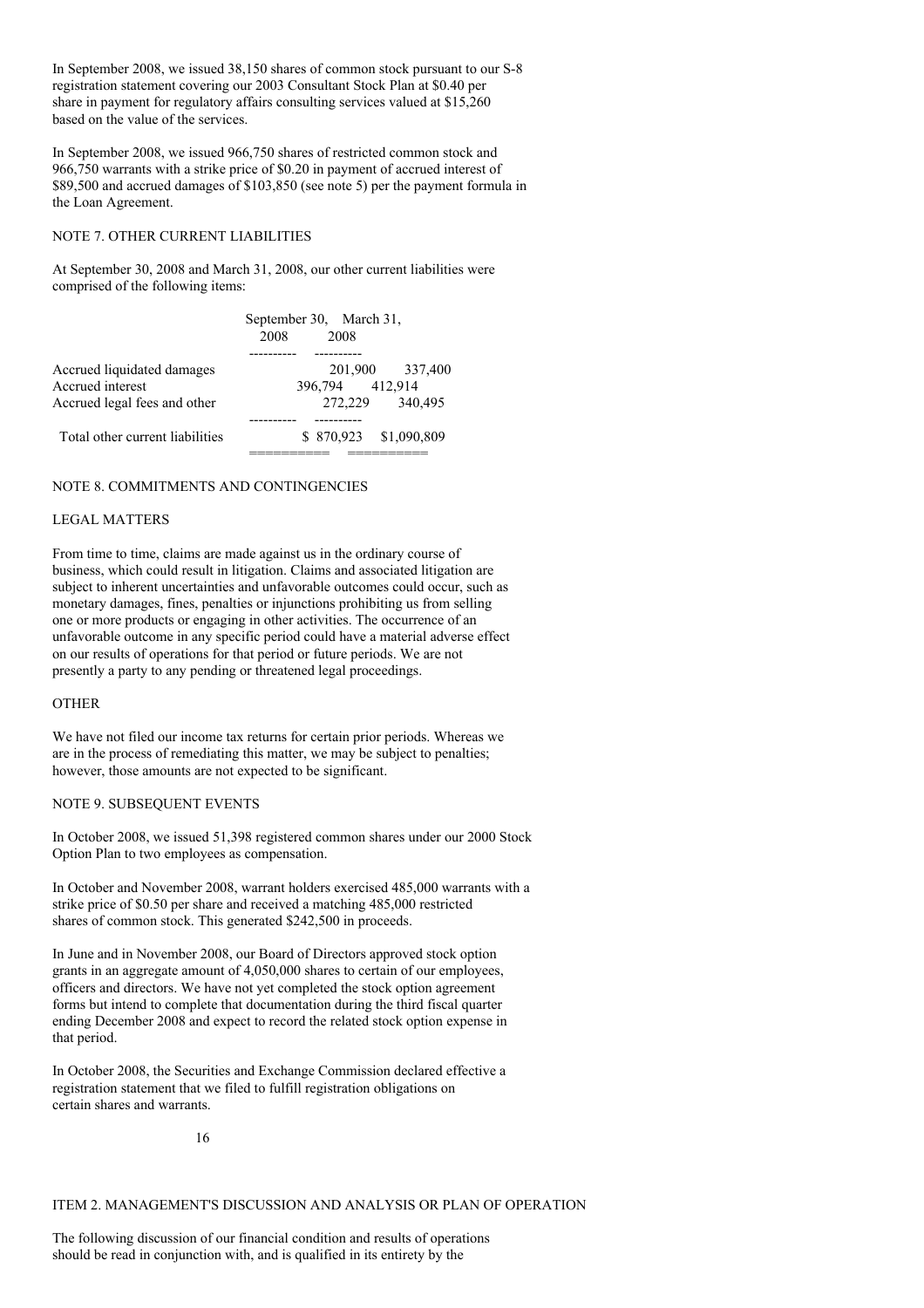In September 2008, we issued 38,150 shares of common stock pursuant to our S-8 registration statement covering our 2003 Consultant Stock Plan at $0.40 per share in payment for regulatory affairs consulting services valued at $15,260 based on the value of the services.

In September 2008, we issued 966,750 shares of restricted common stock and 966,750 warrants with a strike price of $0.20 in payment of accrued interest of $89,500 and accrued damages of $103,850 (see note 5) per the payment formula in the Loan Agreement.

## NOTE 7. OTHER CURRENT LIABILITIES

At September 30, 2008 and March 31, 2008, our other current liabilities were comprised of the following items:

| | September 30, 2008 | March 31, 2008 |
|---|---|---|
| Accrued liquidated damages | 201,900 | 337,400 |
| Accrued interest | 396,794 | 412,914 |
| Accrued legal fees and other | 272,229 | 340,495 |
| Total other current liabilities | $ 870,923 | $1,090,809 |

## NOTE 8. COMMITMENTS AND CONTINGENCIES

### LEGAL MATTERS

From time to time, claims are made against us in the ordinary course of business, which could result in litigation. Claims and associated litigation are subject to inherent uncertainties and unfavorable outcomes could occur, such as monetary damages, fines, penalties or injunctions prohibiting us from selling one or more products or engaging in other activities. The occurrence of an unfavorable outcome in any specific period could have a material adverse effect on our results of operations for that period or future periods. We are not presently a party to any pending or threatened legal proceedings.

### OTHER

We have not filed our income tax returns for certain prior periods. Whereas we are in the process of remediating this matter, we may be subject to penalties; however, those amounts are not expected to be significant.

## NOTE 9. SUBSEQUENT EVENTS

In October 2008, we issued 51,398 registered common shares under our 2000 Stock Option Plan to two employees as compensation.

In October and November 2008, warrant holders exercised 485,000 warrants with a strike price of $0.50 per share and received a matching 485,000 restricted shares of common stock. This generated $242,500 in proceeds.

In June and in November 2008, our Board of Directors approved stock option grants in an aggregate amount of 4,050,000 shares to certain of our employees, officers and directors. We have not yet completed the stock option agreement forms but intend to complete that documentation during the third fiscal quarter ending December 2008 and expect to record the related stock option expense in that period.

In October 2008, the Securities and Exchange Commission declared effective a registration statement that we filed to fulfill registration obligations on certain shares and warrants.

## ITEM 2. MANAGEMENT'S DISCUSSION AND ANALYSIS OR PLAN OF OPERATION

The following discussion of our financial condition and results of operations should be read in conjunction with, and is qualified in its entirety by the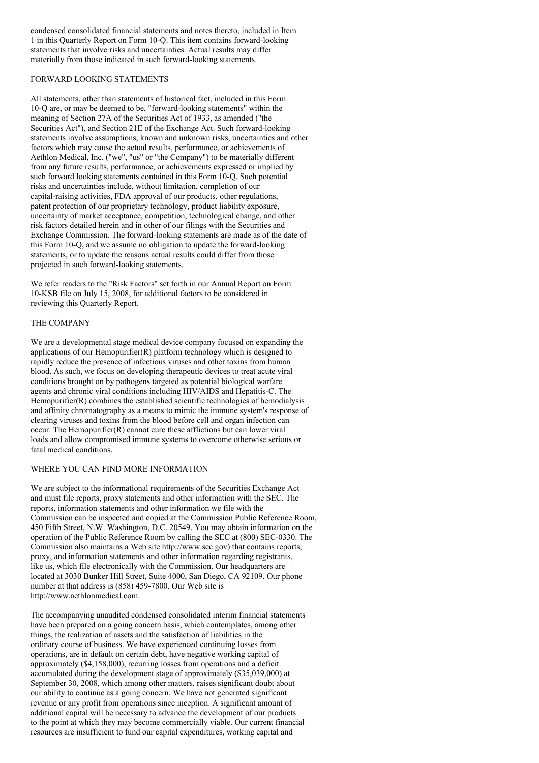condensed consolidated financial statements and notes thereto, included in Item 1 in this Quarterly Report on Form 10-Q. This item contains forward-looking statements that involve risks and uncertainties. Actual results may differ materially from those indicated in such forward-looking statements.

## FORWARD LOOKING STATEMENTS

All statements, other than statements of historical fact, included in this Form 10-Q are, or may be deemed to be, "forward-looking statements" within the meaning of Section 27A of the Securities Act of 1933, as amended ("the Securities Act"), and Section 21E of the Exchange Act. Such forward-looking statements involve assumptions, known and unknown risks, uncertainties and other factors which may cause the actual results, performance, or achievements of Aethlon Medical, Inc. ("we", "us" or "the Company") to be materially different from any future results, performance, or achievements expressed or implied by such forward looking statements contained in this Form 10-Q. Such potential risks and uncertainties include, without limitation, completion of our capital-raising activities, FDA approval of our products, other regulations, patent protection of our proprietary technology, product liability exposure, uncertainty of market acceptance, competition, technological change, and other risk factors detailed herein and in other of our filings with the Securities and Exchange Commission. The forward-looking statements are made as of the date of this Form 10-Q, and we assume no obligation to update the forward-looking statements, or to update the reasons actual results could differ from those projected in such forward-looking statements.

We refer readers to the "Risk Factors" set forth in our Annual Report on Form 10-KSB file on July 15, 2008, for additional factors to be considered in reviewing this Quarterly Report.

## THE COMPANY

We are a developmental stage medical device company focused on expanding the applications of our Hemopurifier(R) platform technology which is designed to rapidly reduce the presence of infectious viruses and other toxins from human blood. As such, we focus on developing therapeutic devices to treat acute viral conditions brought on by pathogens targeted as potential biological warfare agents and chronic viral conditions including HIV/AIDS and Hepatitis-C. The Hemopurifier(R) combines the established scientific technologies of hemodialysis and affinity chromatography as a means to mimic the immune system's response of clearing viruses and toxins from the blood before cell and organ infection can occur. The Hemopurifier(R) cannot cure these afflictions but can lower viral loads and allow compromised immune systems to overcome otherwise serious or fatal medical conditions.

## WHERE YOU CAN FIND MORE INFORMATION

We are subject to the informational requirements of the Securities Exchange Act and must file reports, proxy statements and other information with the SEC. The reports, information statements and other information we file with the Commission can be inspected and copied at the Commission Public Reference Room, 450 Fifth Street, N.W. Washington, D.C. 20549. You may obtain information on the operation of the Public Reference Room by calling the SEC at (800) SEC-0330. The Commission also maintains a Web site http://www.sec.gov) that contains reports, proxy, and information statements and other information regarding registrants, like us, which file electronically with the Commission. Our headquarters are located at 3030 Bunker Hill Street, Suite 4000, San Diego, CA 92109. Our phone number at that address is (858) 459-7800. Our Web site is http://www.aethlonmedical.com.

The accompanying unaudited condensed consolidated interim financial statements have been prepared on a going concern basis, which contemplates, among other things, the realization of assets and the satisfaction of liabilities in the ordinary course of business. We have experienced continuing losses from operations, are in default on certain debt, have negative working capital of approximately ($4,158,000), recurring losses from operations and a deficit accumulated during the development stage of approximately ($35,039,000) at September 30, 2008, which among other matters, raises significant doubt about our ability to continue as a going concern. We have not generated significant revenue or any profit from operations since inception. A significant amount of additional capital will be necessary to advance the development of our products to the point at which they may become commercially viable. Our current financial resources are insufficient to fund our capital expenditures, working capital and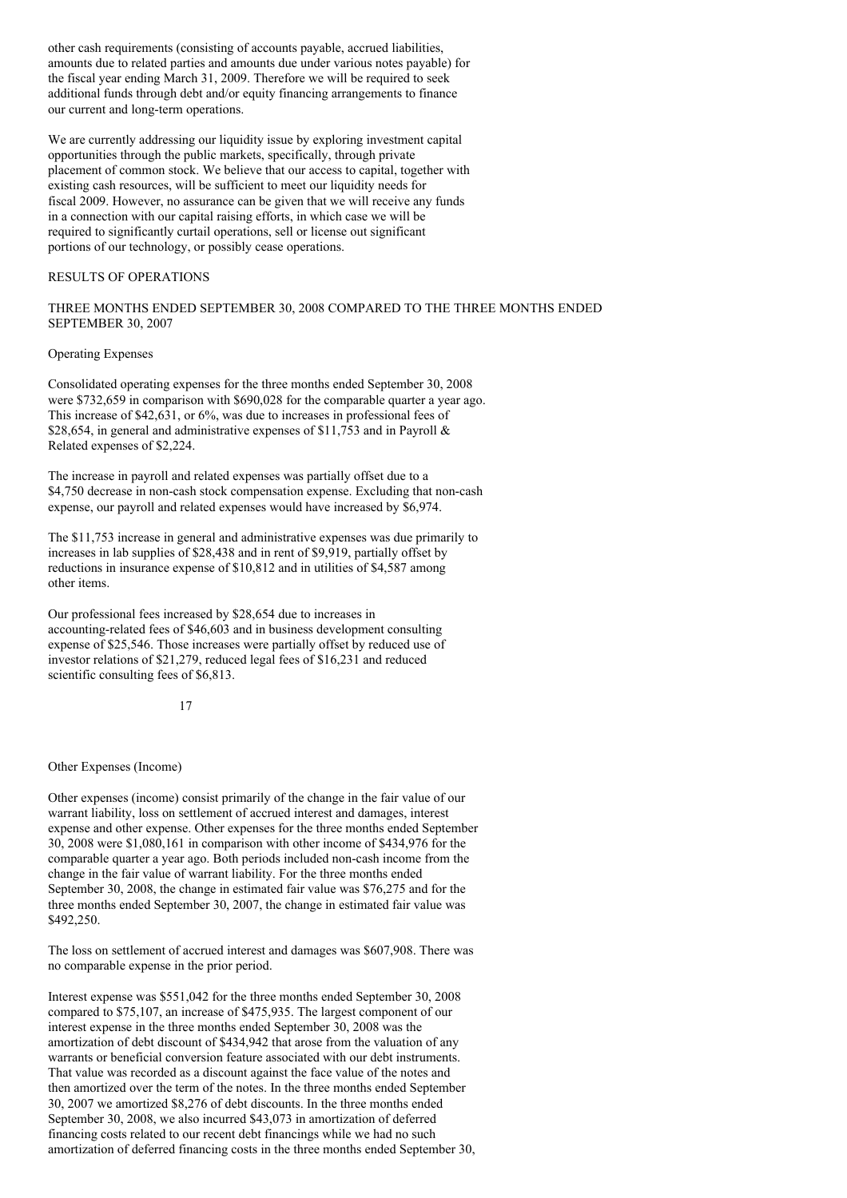other cash requirements (consisting of accounts payable, accrued liabilities, amounts due to related parties and amounts due under various notes payable) for the fiscal year ending March 31, 2009. Therefore we will be required to seek additional funds through debt and/or equity financing arrangements to finance our current and long-term operations.

We are currently addressing our liquidity issue by exploring investment capital opportunities through the public markets, specifically, through private placement of common stock. We believe that our access to capital, together with existing cash resources, will be sufficient to meet our liquidity needs for fiscal 2009. However, no assurance can be given that we will receive any funds in a connection with our capital raising efforts, in which case we will be required to significantly curtail operations, sell or license out significant portions of our technology, or possibly cease operations.

## RESULTS OF OPERATIONS

### THREE MONTHS ENDED SEPTEMBER 30, 2008 COMPARED TO THE THREE MONTHS ENDED SEPTEMBER 30, 2007

Operating Expenses

Consolidated operating expenses for the three months ended September 30, 2008 were $732,659 in comparison with $690,028 for the comparable quarter a year ago. This increase of $42,631, or 6%, was due to increases in professional fees of $28,654, in general and administrative expenses of $11,753 and in Payroll & Related expenses of $2,224.

The increase in payroll and related expenses was partially offset due to a $4,750 decrease in non-cash stock compensation expense. Excluding that non-cash expense, our payroll and related expenses would have increased by $6,974.

The $11,753 increase in general and administrative expenses was due primarily to increases in lab supplies of $28,438 and in rent of $9,919, partially offset by reductions in insurance expense of $10,812 and in utilities of $4,587 among other items.

Our professional fees increased by $28,654 due to increases in accounting-related fees of $46,603 and in business development consulting expense of $25,546. Those increases were partially offset by reduced use of investor relations of $21,279, reduced legal fees of $16,231 and reduced scientific consulting fees of $6,813.

Other Expenses (Income)

Other expenses (income) consist primarily of the change in the fair value of our warrant liability, loss on settlement of accrued interest and damages, interest expense and other expense. Other expenses for the three months ended September 30, 2008 were $1,080,161 in comparison with other income of $434,976 for the comparable quarter a year ago. Both periods included non-cash income from the change in the fair value of warrant liability. For the three months ended September 30, 2008, the change in estimated fair value was $76,275 and for the three months ended September 30, 2007, the change in estimated fair value was $492,250.

The loss on settlement of accrued interest and damages was $607,908. There was no comparable expense in the prior period.

Interest expense was $551,042 for the three months ended September 30, 2008 compared to $75,107, an increase of $475,935. The largest component of our interest expense in the three months ended September 30, 2008 was the amortization of debt discount of $434,942 that arose from the valuation of any warrants or beneficial conversion feature associated with our debt instruments. That value was recorded as a discount against the face value of the notes and then amortized over the term of the notes. In the three months ended September 30, 2007 we amortized $8,276 of debt discounts. In the three months ended September 30, 2008, we also incurred $43,073 in amortization of deferred financing costs related to our recent debt financings while we had no such amortization of deferred financing costs in the three months ended September 30,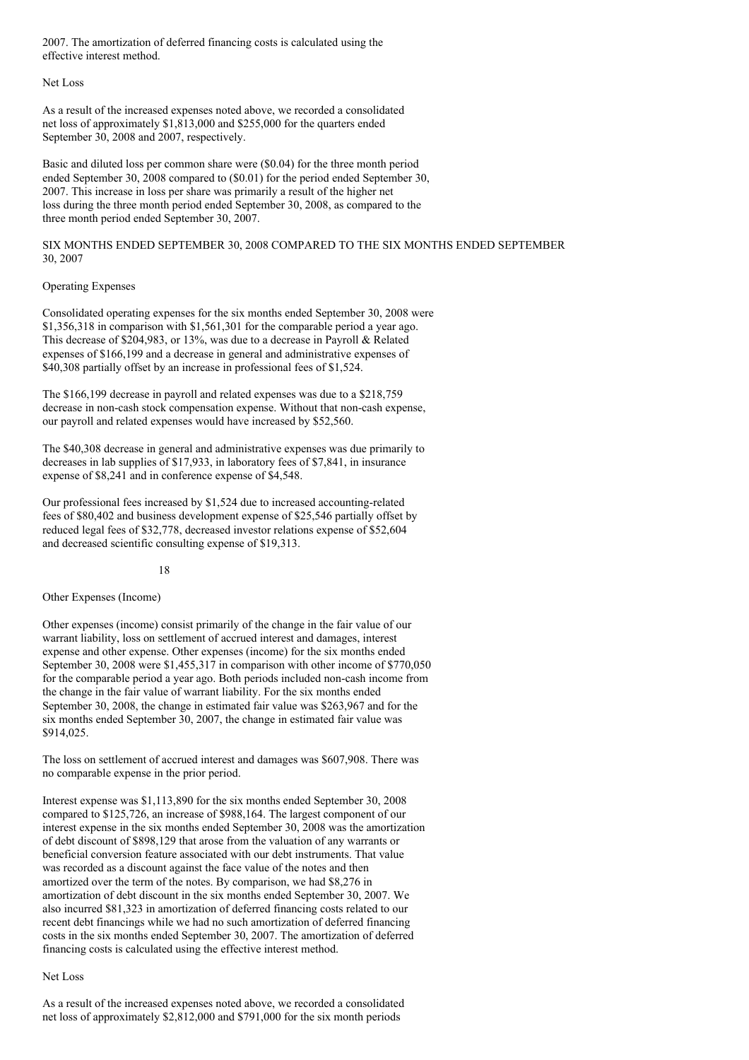2007. The amortization of deferred financing costs is calculated using the effective interest method.

Net Loss

As a result of the increased expenses noted above, we recorded a consolidated net loss of approximately $1,813,000 and $255,000 for the quarters ended September 30, 2008 and 2007, respectively.

Basic and diluted loss per common share were ($0.04) for the three month period ended September 30, 2008 compared to ($0.01) for the period ended September 30, 2007. This increase in loss per share was primarily a result of the higher net loss during the three month period ended September 30, 2008, as compared to the three month period ended September 30, 2007.

SIX MONTHS ENDED SEPTEMBER 30, 2008 COMPARED TO THE SIX MONTHS ENDED SEPTEMBER 30, 2007

Operating Expenses

Consolidated operating expenses for the six months ended September 30, 2008 were $1,356,318 in comparison with $1,561,301 for the comparable period a year ago. This decrease of $204,983, or 13%, was due to a decrease in Payroll & Related expenses of $166,199 and a decrease in general and administrative expenses of $40,308 partially offset by an increase in professional fees of $1,524.

The $166,199 decrease in payroll and related expenses was due to a $218,759 decrease in non-cash stock compensation expense. Without that non-cash expense, our payroll and related expenses would have increased by $52,560.

The $40,308 decrease in general and administrative expenses was due primarily to decreases in lab supplies of $17,933, in laboratory fees of $7,841, in insurance expense of $8,241 and in conference expense of $4,548.

Our professional fees increased by $1,524 due to increased accounting-related fees of $80,402 and business development expense of $25,546 partially offset by reduced legal fees of $32,778, decreased investor relations expense of $52,604 and decreased scientific consulting expense of $19,313.

Other Expenses (Income)

Other expenses (income) consist primarily of the change in the fair value of our warrant liability, loss on settlement of accrued interest and damages, interest expense and other expense. Other expenses (income) for the six months ended September 30, 2008 were $1,455,317 in comparison with other income of $770,050 for the comparable period a year ago. Both periods included non-cash income from the change in the fair value of warrant liability. For the six months ended September 30, 2008, the change in estimated fair value was $263,967 and for the six months ended September 30, 2007, the change in estimated fair value was $914,025.

The loss on settlement of accrued interest and damages was $607,908. There was no comparable expense in the prior period.

Interest expense was $1,113,890 for the six months ended September 30, 2008 compared to $125,726, an increase of $988,164. The largest component of our interest expense in the six months ended September 30, 2008 was the amortization of debt discount of $898,129 that arose from the valuation of any warrants or beneficial conversion feature associated with our debt instruments. That value was recorded as a discount against the face value of the notes and then amortized over the term of the notes. By comparison, we had $8,276 in amortization of debt discount in the six months ended September 30, 2007. We also incurred $81,323 in amortization of deferred financing costs related to our recent debt financings while we had no such amortization of deferred financing costs in the six months ended September 30, 2007. The amortization of deferred financing costs is calculated using the effective interest method.

Net Loss

As a result of the increased expenses noted above, we recorded a consolidated net loss of approximately $2,812,000 and $791,000 for the six month periods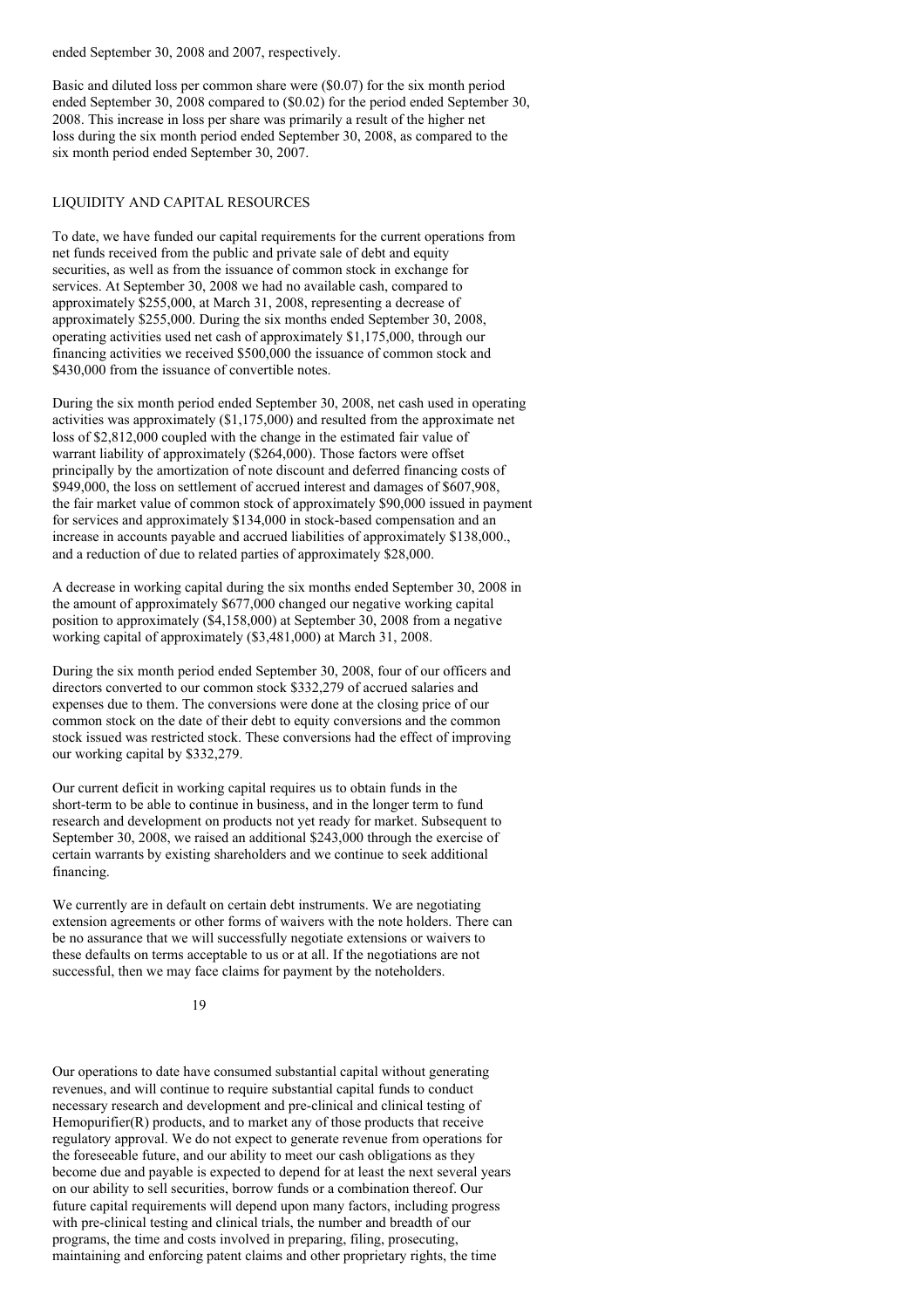ended September 30, 2008 and 2007, respectively.

Basic and diluted loss per common share were ($0.07) for the six month period ended September 30, 2008 compared to ($0.02) for the period ended September 30, 2008. This increase in loss per share was primarily a result of the higher net loss during the six month period ended September 30, 2008, as compared to the six month period ended September 30, 2007.

LIQUIDITY AND CAPITAL RESOURCES

To date, we have funded our capital requirements for the current operations from net funds received from the public and private sale of debt and equity securities, as well as from the issuance of common stock in exchange for services. At September 30, 2008 we had no available cash, compared to approximately $255,000, at March 31, 2008, representing a decrease of approximately $255,000. During the six months ended September 30, 2008, operating activities used net cash of approximately $1,175,000, through our financing activities we received $500,000 the issuance of common stock and $430,000 from the issuance of convertible notes.

During the six month period ended September 30, 2008, net cash used in operating activities was approximately ($1,175,000) and resulted from the approximate net loss of $2,812,000 coupled with the change in the estimated fair value of warrant liability of approximately ($264,000). Those factors were offset principally by the amortization of note discount and deferred financing costs of $949,000, the loss on settlement of accrued interest and damages of $607,908, the fair market value of common stock of approximately $90,000 issued in payment for services and approximately $134,000 in stock-based compensation and an increase in accounts payable and accrued liabilities of approximately $138,000., and a reduction of due to related parties of approximately $28,000.

A decrease in working capital during the six months ended September 30, 2008 in the amount of approximately $677,000 changed our negative working capital position to approximately ($4,158,000) at September 30, 2008 from a negative working capital of approximately ($3,481,000) at March 31, 2008.

During the six month period ended September 30, 2008, four of our officers and directors converted to our common stock $332,279 of accrued salaries and expenses due to them. The conversions were done at the closing price of our common stock on the date of their debt to equity conversions and the common stock issued was restricted stock. These conversions had the effect of improving our working capital by $332,279.

Our current deficit in working capital requires us to obtain funds in the short-term to be able to continue in business, and in the longer term to fund research and development on products not yet ready for market. Subsequent to September 30, 2008, we raised an additional $243,000 through the exercise of certain warrants by existing shareholders and we continue to seek additional financing.

We currently are in default on certain debt instruments. We are negotiating extension agreements or other forms of waivers with the note holders. There can be no assurance that we will successfully negotiate extensions or waivers to these defaults on terms acceptable to us or at all. If the negotiations are not successful, then we may face claims for payment by the noteholders.

Our operations to date have consumed substantial capital without generating revenues, and will continue to require substantial capital funds to conduct necessary research and development and pre-clinical and clinical testing of Hemopurifier(R) products, and to market any of those products that receive regulatory approval. We do not expect to generate revenue from operations for the foreseeable future, and our ability to meet our cash obligations as they become due and payable is expected to depend for at least the next several years on our ability to sell securities, borrow funds or a combination thereof. Our future capital requirements will depend upon many factors, including progress with pre-clinical testing and clinical trials, the number and breadth of our programs, the time and costs involved in preparing, filing, prosecuting, maintaining and enforcing patent claims and other proprietary rights, the time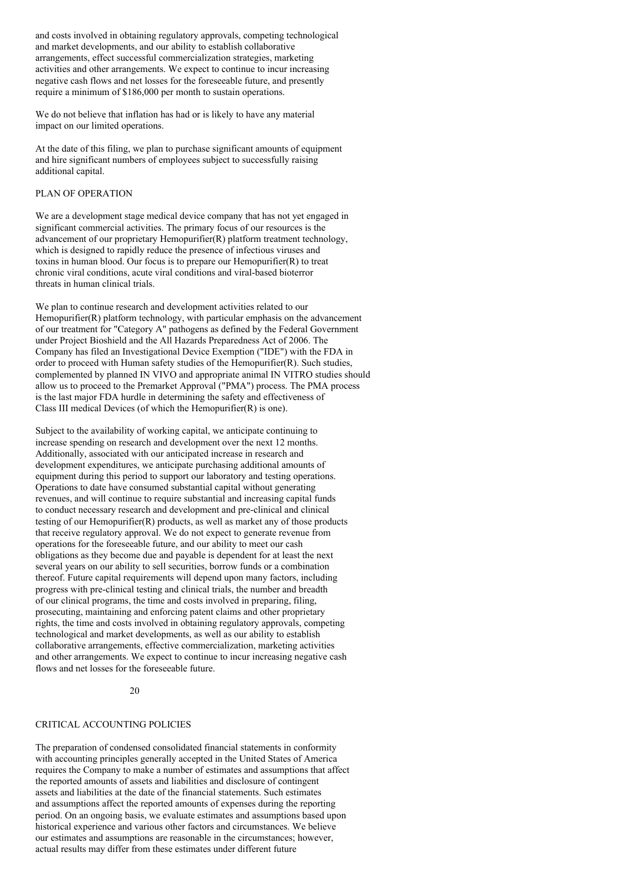and costs involved in obtaining regulatory approvals, competing technological and market developments, and our ability to establish collaborative arrangements, effect successful commercialization strategies, marketing activities and other arrangements. We expect to continue to incur increasing negative cash flows and net losses for the foreseeable future, and presently require a minimum of $186,000 per month to sustain operations.

We do not believe that inflation has had or is likely to have any material impact on our limited operations.

At the date of this filing, we plan to purchase significant amounts of equipment and hire significant numbers of employees subject to successfully raising additional capital.

## PLAN OF OPERATION

We are a development stage medical device company that has not yet engaged in significant commercial activities. The primary focus of our resources is the advancement of our proprietary Hemopurifier(R) platform treatment technology, which is designed to rapidly reduce the presence of infectious viruses and toxins in human blood. Our focus is to prepare our Hemopurifier(R) to treat chronic viral conditions, acute viral conditions and viral-based bioterror threats in human clinical trials.

We plan to continue research and development activities related to our Hemopurifier(R) platform technology, with particular emphasis on the advancement of our treatment for "Category A" pathogens as defined by the Federal Government under Project Bioshield and the All Hazards Preparedness Act of 2006. The Company has filed an Investigational Device Exemption ("IDE") with the FDA in order to proceed with Human safety studies of the Hemopurifier(R). Such studies, complemented by planned IN VIVO and appropriate animal IN VITRO studies should allow us to proceed to the Premarket Approval ("PMA") process. The PMA process is the last major FDA hurdle in determining the safety and effectiveness of Class III medical Devices (of which the Hemopurifier(R) is one).

Subject to the availability of working capital, we anticipate continuing to increase spending on research and development over the next 12 months. Additionally, associated with our anticipated increase in research and development expenditures, we anticipate purchasing additional amounts of equipment during this period to support our laboratory and testing operations. Operations to date have consumed substantial capital without generating revenues, and will continue to require substantial and increasing capital funds to conduct necessary research and development and pre-clinical and clinical testing of our Hemopurifier(R) products, as well as market any of those products that receive regulatory approval. We do not expect to generate revenue from operations for the foreseeable future, and our ability to meet our cash obligations as they become due and payable is dependent for at least the next several years on our ability to sell securities, borrow funds or a combination thereof. Future capital requirements will depend upon many factors, including progress with pre-clinical testing and clinical trials, the number and breadth of our clinical programs, the time and costs involved in preparing, filing, prosecuting, maintaining and enforcing patent claims and other proprietary rights, the time and costs involved in obtaining regulatory approvals, competing technological and market developments, as well as our ability to establish collaborative arrangements, effective commercialization, marketing activities and other arrangements. We expect to continue to incur increasing negative cash flows and net losses for the foreseeable future.

## CRITICAL ACCOUNTING POLICIES

The preparation of condensed consolidated financial statements in conformity with accounting principles generally accepted in the United States of America requires the Company to make a number of estimates and assumptions that affect the reported amounts of assets and liabilities and disclosure of contingent assets and liabilities at the date of the financial statements. Such estimates and assumptions affect the reported amounts of expenses during the reporting period. On an ongoing basis, we evaluate estimates and assumptions based upon historical experience and various other factors and circumstances. We believe our estimates and assumptions are reasonable in the circumstances; however, actual results may differ from these estimates under different future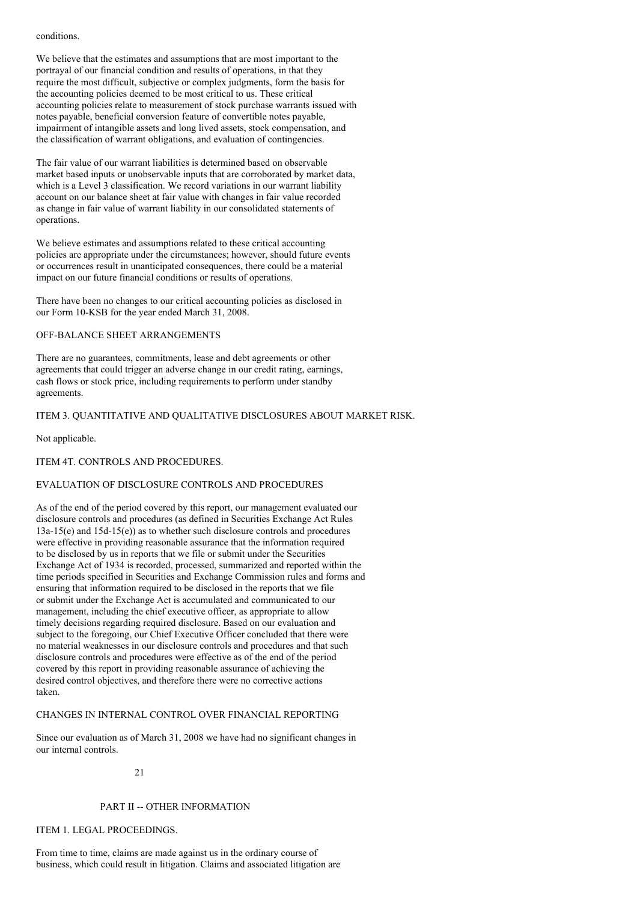conditions.

We believe that the estimates and assumptions that are most important to the portrayal of our financial condition and results of operations, in that they require the most difficult, subjective or complex judgments, form the basis for the accounting policies deemed to be most critical to us. These critical accounting policies relate to measurement of stock purchase warrants issued with notes payable, beneficial conversion feature of convertible notes payable, impairment of intangible assets and long lived assets, stock compensation, and the classification of warrant obligations, and evaluation of contingencies.

The fair value of our warrant liabilities is determined based on observable market based inputs or unobservable inputs that are corroborated by market data, which is a Level 3 classification. We record variations in our warrant liability account on our balance sheet at fair value with changes in fair value recorded as change in fair value of warrant liability in our consolidated statements of operations.

We believe estimates and assumptions related to these critical accounting policies are appropriate under the circumstances; however, should future events or occurrences result in unanticipated consequences, there could be a material impact on our future financial conditions or results of operations.

There have been no changes to our critical accounting policies as disclosed in our Form 10-KSB for the year ended March 31, 2008.

## OFF-BALANCE SHEET ARRANGEMENTS

There are no guarantees, commitments, lease and debt agreements or other agreements that could trigger an adverse change in our credit rating, earnings, cash flows or stock price, including requirements to perform under standby agreements.

## ITEM 3. QUANTITATIVE AND QUALITATIVE DISCLOSURES ABOUT MARKET RISK.

Not applicable.

## ITEM 4T. CONTROLS AND PROCEDURES.

### EVALUATION OF DISCLOSURE CONTROLS AND PROCEDURES

As of the end of the period covered by this report, our management evaluated our disclosure controls and procedures (as defined in Securities Exchange Act Rules 13a-15(e) and 15d-15(e)) as to whether such disclosure controls and procedures were effective in providing reasonable assurance that the information required to be disclosed by us in reports that we file or submit under the Securities Exchange Act of 1934 is recorded, processed, summarized and reported within the time periods specified in Securities and Exchange Commission rules and forms and ensuring that information required to be disclosed in the reports that we file or submit under the Exchange Act is accumulated and communicated to our management, including the chief executive officer, as appropriate to allow timely decisions regarding required disclosure. Based on our evaluation and subject to the foregoing, our Chief Executive Officer concluded that there were no material weaknesses in our disclosure controls and procedures and that such disclosure controls and procedures were effective as of the end of the period covered by this report in providing reasonable assurance of achieving the desired control objectives, and therefore there were no corrective actions taken.

### CHANGES IN INTERNAL CONTROL OVER FINANCIAL REPORTING

Since our evaluation as of March 31, 2008 we have had no significant changes in our internal controls.

# PART II -- OTHER INFORMATION

## ITEM 1. LEGAL PROCEEDINGS.

From time to time, claims are made against us in the ordinary course of business, which could result in litigation. Claims and associated litigation are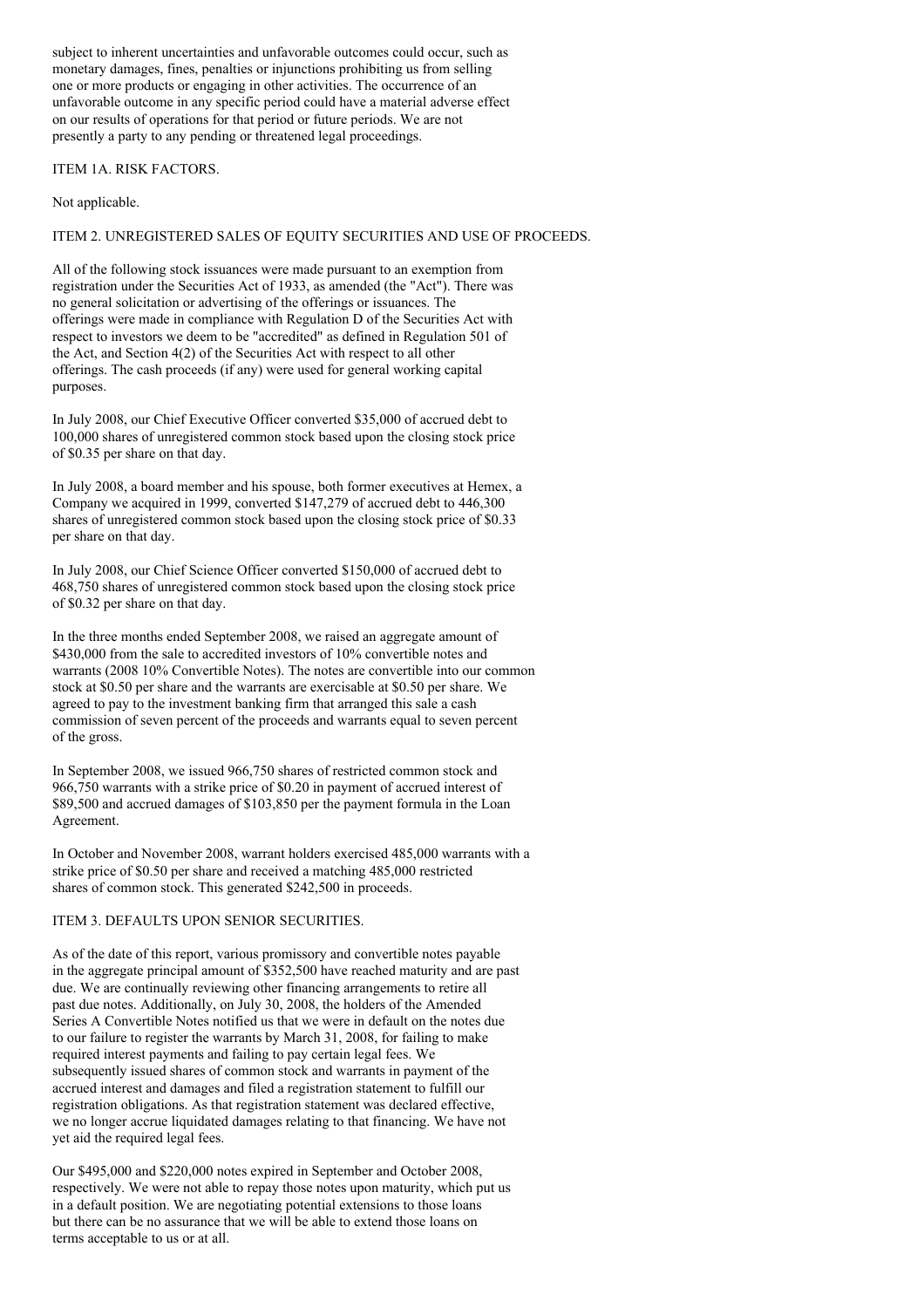subject to inherent uncertainties and unfavorable outcomes could occur, such as monetary damages, fines, penalties or injunctions prohibiting us from selling one or more products or engaging in other activities. The occurrence of an unfavorable outcome in any specific period could have a material adverse effect on our results of operations for that period or future periods. We are not presently a party to any pending or threatened legal proceedings.

## ITEM 1A. RISK FACTORS.

Not applicable.

## ITEM 2. UNREGISTERED SALES OF EQUITY SECURITIES AND USE OF PROCEEDS.

All of the following stock issuances were made pursuant to an exemption from registration under the Securities Act of 1933, as amended (the "Act"). There was no general solicitation or advertising of the offerings or issuances. The offerings were made in compliance with Regulation D of the Securities Act with respect to investors we deem to be "accredited" as defined in Regulation 501 of the Act, and Section 4(2) of the Securities Act with respect to all other offerings. The cash proceeds (if any) were used for general working capital purposes.

In July 2008, our Chief Executive Officer converted $35,000 of accrued debt to 100,000 shares of unregistered common stock based upon the closing stock price of $0.35 per share on that day.

In July 2008, a board member and his spouse, both former executives at Hemex, a Company we acquired in 1999, converted $147,279 of accrued debt to 446,300 shares of unregistered common stock based upon the closing stock price of $0.33 per share on that day.

In July 2008, our Chief Science Officer converted $150,000 of accrued debt to 468,750 shares of unregistered common stock based upon the closing stock price of $0.32 per share on that day.

In the three months ended September 2008, we raised an aggregate amount of $430,000 from the sale to accredited investors of 10% convertible notes and warrants (2008 10% Convertible Notes). The notes are convertible into our common stock at $0.50 per share and the warrants are exercisable at $0.50 per share. We agreed to pay to the investment banking firm that arranged this sale a cash commission of seven percent of the proceeds and warrants equal to seven percent of the gross.

In September 2008, we issued 966,750 shares of restricted common stock and 966,750 warrants with a strike price of $0.20 in payment of accrued interest of $89,500 and accrued damages of $103,850 per the payment formula in the Loan Agreement.

In October and November 2008, warrant holders exercised 485,000 warrants with a strike price of $0.50 per share and received a matching 485,000 restricted shares of common stock. This generated $242,500 in proceeds.

## ITEM 3. DEFAULTS UPON SENIOR SECURITIES.

As of the date of this report, various promissory and convertible notes payable in the aggregate principal amount of $352,500 have reached maturity and are past due. We are continually reviewing other financing arrangements to retire all past due notes. Additionally, on July 30, 2008, the holders of the Amended Series A Convertible Notes notified us that we were in default on the notes due to our failure to register the warrants by March 31, 2008, for failing to make required interest payments and failing to pay certain legal fees. We subsequently issued shares of common stock and warrants in payment of the accrued interest and damages and filed a registration statement to fulfill our registration obligations. As that registration statement was declared effective, we no longer accrue liquidated damages relating to that financing. We have not yet aid the required legal fees.

Our $495,000 and $220,000 notes expired in September and October 2008, respectively. We were not able to repay those notes upon maturity, which put us in a default position. We are negotiating potential extensions to those loans but there can be no assurance that we will be able to extend those loans on terms acceptable to us or at all.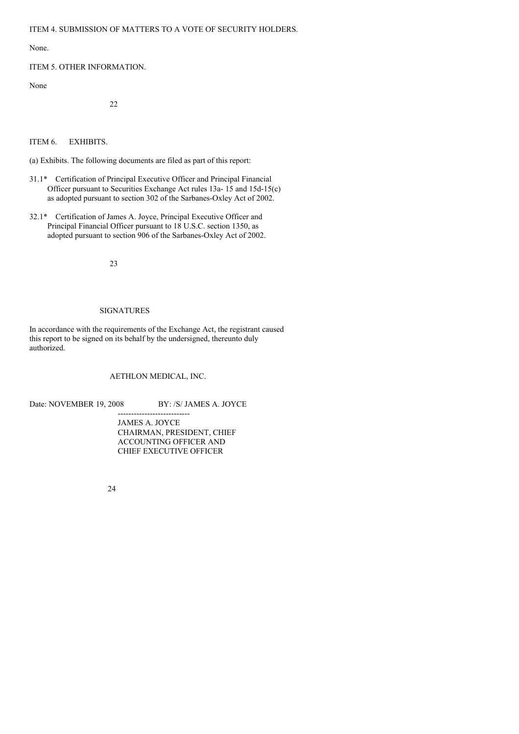ITEM 4. SUBMISSION OF MATTERS TO A VOTE OF SECURITY HOLDERS.

None.

ITEM 5. OTHER INFORMATION.

None

ITEM 6. EXHIBITS.

(a) Exhibits. The following documents are filed as part of this report:

31.1* Certification of Principal Executive Officer and Principal Financial Officer pursuant to Securities Exchange Act rules 13a- 15 and 15d-15(c) as adopted pursuant to section 302 of the Sarbanes-Oxley Act of 2002.

32.1* Certification of James A. Joyce, Principal Executive Officer and Principal Financial Officer pursuant to 18 U.S.C. section 1350, as adopted pursuant to section 906 of the Sarbanes-Oxley Act of 2002.

SIGNATURES

In accordance with the requirements of the Exchange Act, the registrant caused this report to be signed on its behalf by the undersigned, thereunto duly authorized.

AETHLON MEDICAL, INC.

Date: NOVEMBER 19, 2008

BY: /S/ JAMES A. JOYCE

---------------------------

JAMES A. JOYCE
CHAIRMAN, PRESIDENT, CHIEF
ACCOUNTING OFFICER AND
CHIEF EXECUTIVE OFFICER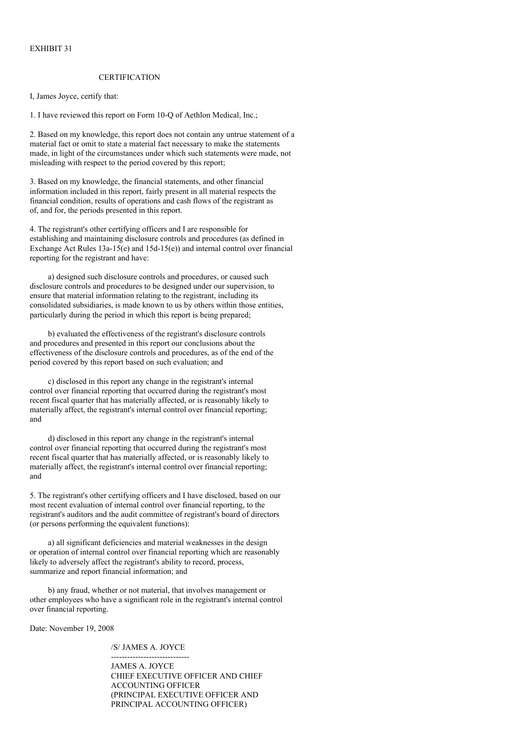EXHIBIT 31

# CERTIFICATION

I, James Joyce, certify that:

1. I have reviewed this report on Form 10-Q of Aethlon Medical, Inc.;

2. Based on my knowledge, this report does not contain any untrue statement of a material fact or omit to state a material fact necessary to make the statements made, in light of the circumstances under which such statements were made, not misleading with respect to the period covered by this report;

3. Based on my knowledge, the financial statements, and other financial information included in this report, fairly present in all material respects the financial condition, results of operations and cash flows of the registrant as of, and for, the periods presented in this report.

4. The registrant's other certifying officers and I are responsible for establishing and maintaining disclosure controls and procedures (as defined in Exchange Act Rules 13a-15(e) and 15d-15(e)) and internal control over financial reporting for the registrant and have:

a) designed such disclosure controls and procedures, or caused such disclosure controls and procedures to be designed under our supervision, to ensure that material information relating to the registrant, including its consolidated subsidiaries, is made known to us by others within those entities, particularly during the period in which this report is being prepared;

b) evaluated the effectiveness of the registrant's disclosure controls and procedures and presented in this report our conclusions about the effectiveness of the disclosure controls and procedures, as of the end of the period covered by this report based on such evaluation; and

c) disclosed in this report any change in the registrant's internal control over financial reporting that occurred during the registrant's most recent fiscal quarter that has materially affected, or is reasonably likely to materially affect, the registrant's internal control over financial reporting; and

d) disclosed in this report any change in the registrant's internal control over financial reporting that occurred during the registrant's most recent fiscal quarter that has materially affected, or is reasonably likely to materially affect, the registrant's internal control over financial reporting; and

5. The registrant's other certifying officers and I have disclosed, based on our most recent evaluation of internal control over financial reporting, to the registrant's auditors and the audit committee of registrant's board of directors (or persons performing the equivalent functions):

a) all significant deficiencies and material weaknesses in the design or operation of internal control over financial reporting which are reasonably likely to adversely affect the registrant's ability to record, process, summarize and report financial information; and

b) any fraud, whether or not material, that involves management or other employees who have a significant role in the registrant's internal control over financial reporting.

Date: November 19, 2008

/S/ JAMES A. JOYCE

-----------------------------

JAMES A. JOYCE
CHIEF EXECUTIVE OFFICER AND CHIEF ACCOUNTING OFFICER
(PRINCIPAL EXECUTIVE OFFICER AND PRINCIPAL ACCOUNTING OFFICER)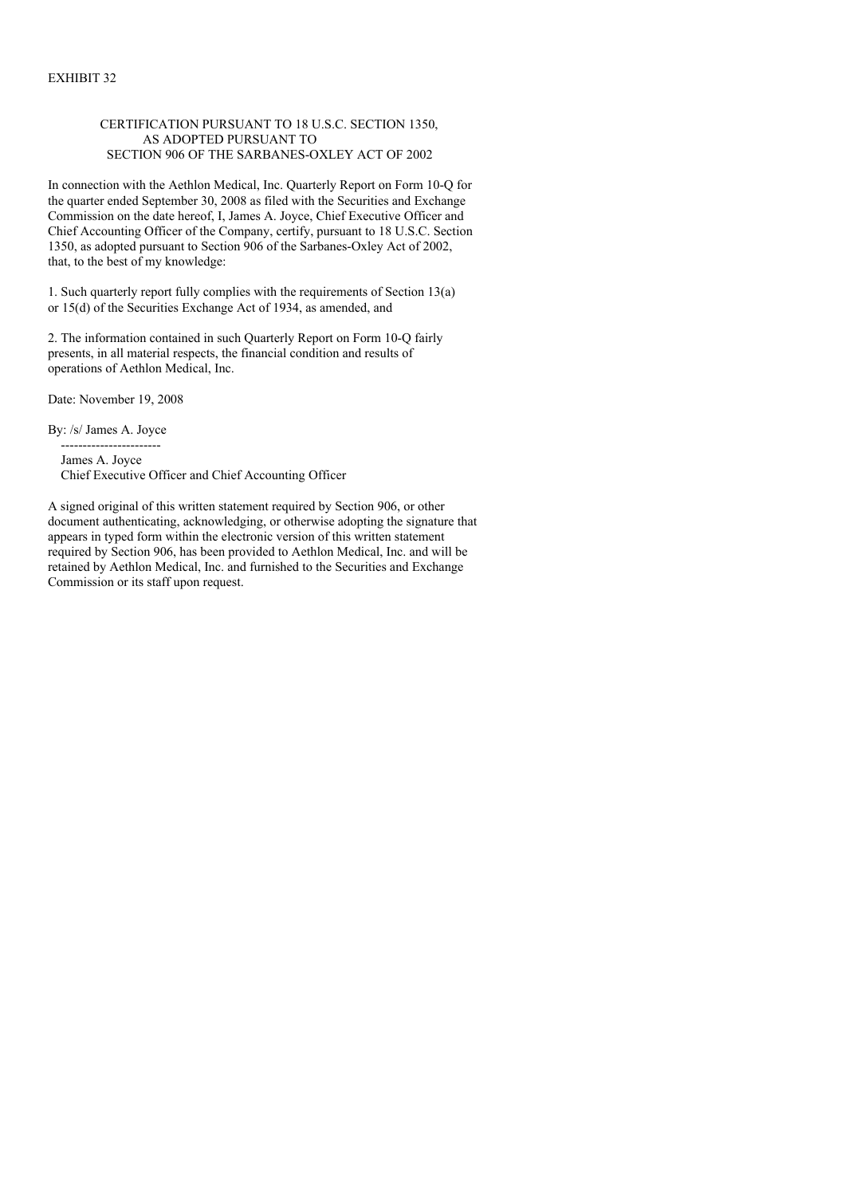EXHIBIT 32

CERTIFICATION PURSUANT TO 18 U.S.C. SECTION 1350,
AS ADOPTED PURSUANT TO
SECTION 906 OF THE SARBANES-OXLEY ACT OF 2002

In connection with the Aethlon Medical, Inc. Quarterly Report on Form 10-Q for the quarter ended September 30, 2008 as filed with the Securities and Exchange Commission on the date hereof, I, James A. Joyce, Chief Executive Officer and Chief Accounting Officer of the Company, certify, pursuant to 18 U.S.C. Section 1350, as adopted pursuant to Section 906 of the Sarbanes-Oxley Act of 2002, that, to the best of my knowledge:

1. Such quarterly report fully complies with the requirements of Section 13(a) or 15(d) of the Securities Exchange Act of 1934, as amended, and

2. The information contained in such Quarterly Report on Form 10-Q fairly presents, in all material respects, the financial condition and results of operations of Aethlon Medical, Inc.

Date: November 19, 2008

By: /s/ James A. Joyce

James A. Joyce
Chief Executive Officer and Chief Accounting Officer

A signed original of this written statement required by Section 906, or other document authenticating, acknowledging, or otherwise adopting the signature that appears in typed form within the electronic version of this written statement required by Section 906, has been provided to Aethlon Medical, Inc. and will be retained by Aethlon Medical, Inc. and furnished to the Securities and Exchange Commission or its staff upon request.